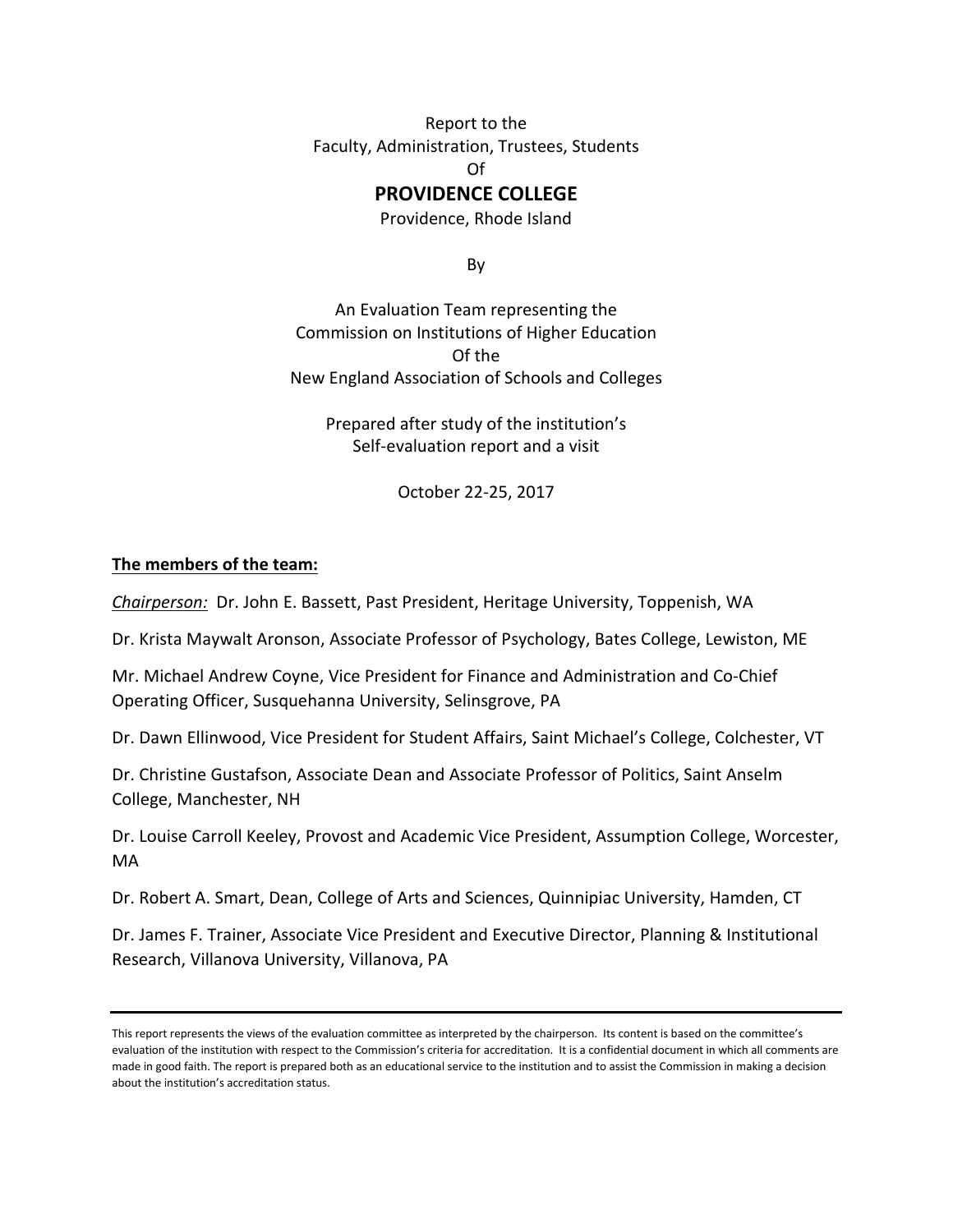Report to the
Faculty, Administration, Trustees, Students
Of

# PROVIDENCE COLLEGE

Providence, Rhode Island

By

An Evaluation Team representing the
Commission on Institutions of Higher Education
Of the
New England Association of Schools and Colleges

Prepared after study of the institution's
Self-evaluation report and a visit

October 22-25, 2017

**The members of the team:**

***Chairperson:*** Dr. John E. Bassett, Past President, Heritage University, Toppenish, WA

Dr. Krista Maywalt Aronson, Associate Professor of Psychology, Bates College, Lewiston, ME

Mr. Michael Andrew Coyne, Vice President for Finance and Administration and Co-Chief Operating Officer, Susquehanna University, Selinsgrove, PA

Dr. Dawn Ellinwood, Vice President for Student Affairs, Saint Michael's College, Colchester, VT

Dr. Christine Gustafson, Associate Dean and Associate Professor of Politics, Saint Anselm College, Manchester, NH

Dr. Louise Carroll Keeley, Provost and Academic Vice President, Assumption College, Worcester, MA

Dr. Robert A. Smart, Dean, College of Arts and Sciences, Quinnipiac University, Hamden, CT

Dr. James F. Trainer, Associate Vice President and Executive Director, Planning & Institutional Research, Villanova University, Villanova, PA

---

This report represents the views of the evaluation committee as interpreted by the chairperson. Its content is based on the committee's evaluation of the institution with respect to the Commission's criteria for accreditation. It is a confidential document in which all comments are made in good faith. The report is prepared both as an educational service to the institution and to assist the Commission in making a decision about the institution's accreditation status.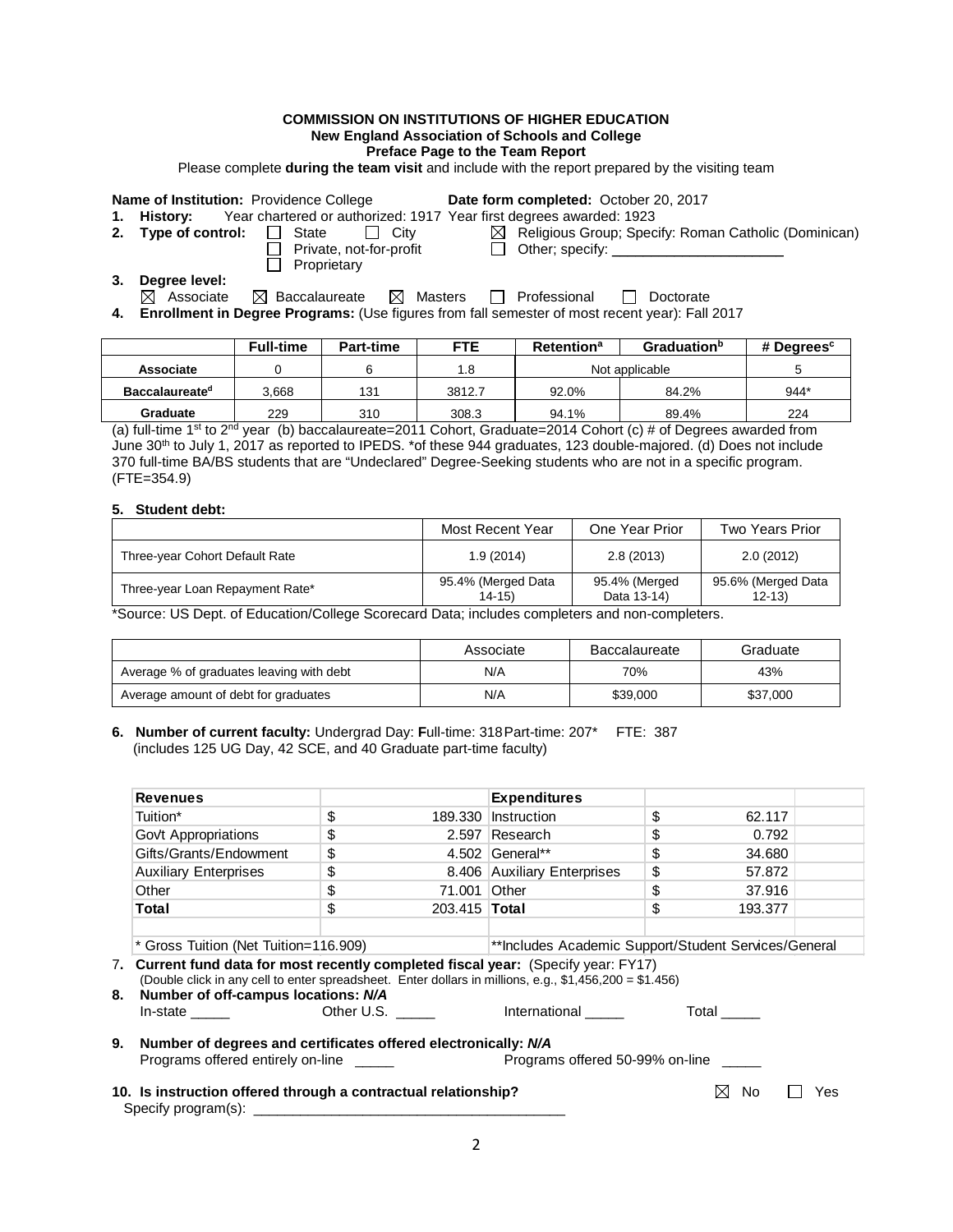**COMMISSION ON INSTITUTIONS OF HIGHER EDUCATION**
**New England Association of Schools and College**
**Preface Page to the Team Report**

Please complete **during the team visit** and include with the report prepared by the visiting team

**Name of Institution:** Providence College **Date form completed:** October 20, 2017

1. **History:** Year chartered or authorized: 1917 Year first degrees awarded: 1923
2. **Type of control:** ☐ State ☐ City ☒ Religious Group; Specify: Roman Catholic (Dominican) ☐ Private, not-for-profit ☐ Other; specify: ______________________ ☐ Proprietary
3. **Degree level:**
   ☒ Associate ☒ Baccalaureate ☒ Masters ☐ Professional ☐ Doctorate
4. **Enrollment in Degree Programs:** (Use figures from fall semester of most recent year): Fall 2017

| | Full-time | Part-time | FTE | Retention[a] | Graduation[b] | # Degrees[c] |
|---|---|---|---|---|---|---|
| Associate | 0 | 6 | 1.8 | Not applicable | | 5 |
| Baccalaureate[d] | 3,668 | 131 | 3812.7 | 92.0% | 84.2% | 944* |
| Graduate | 229 | 310 | 308.3 | 94.1% | 89.4% | 224 |

(a) full-time 1st to 2nd year (b) baccalaureate=2011 Cohort, Graduate=2014 Cohort (c) # of Degrees awarded from June 30th to July 1, 2017 as reported to IPEDS. *of these 944 graduates, 123 double-majored. (d) Does not include 370 full-time BA/BS students that are "Undeclared" Degree-Seeking students who are not in a specific program. (FTE=354.9)

5. **Student debt:**

| | Most Recent Year | One Year Prior | Two Years Prior |
|---|---|---|---|
| Three-year Cohort Default Rate | 1.9 (2014) | 2.8 (2013) | 2.0 (2012) |
| Three-year Loan Repayment Rate* | 95.4% (Merged Data 14-15) | 95.4% (Merged Data 13-14) | 95.6% (Merged Data 12-13) |

*Source: US Dept. of Education/College Scorecard Data; includes completers and non-completers.

| | Associate | Baccalaureate | Graduate |
|---|---|---|---|
| Average % of graduates leaving with debt | N/A | 70% | 43% |
| Average amount of debt for graduates | N/A | $39,000 | $37,000 |

6. **Number of current faculty:** Undergrad Day: **F**ull-time: 318 Part-time: 207* FTE: 387
   (includes 125 UG Day, 42 SCE, and 40 Graduate part-time faculty)

| Revenues | | Expenditures | |
|---|---|---|---|
| Tuition* | $ 189.330 | Instruction | $ 62.117 |
| Gov't Appropriations | $ 2.597 | Research | $ 0.792 |
| Gifts/Grants/Endowment | $ 4.502 | General** | $ 34.680 |
| Auxiliary Enterprises | $ 8.406 | Auxiliary Enterprises | $ 57.872 |
| Other | $ 71.001 | Other | $ 37.916 |
| **Total** | $ 203.415 | **Total** | $ 193.377 |
| * Gross Tuition (Net Tuition=116.909) | | **Includes Academic Support/Student Services/General | |

7. **Current fund data for most recently completed fiscal year:** (Specify year: FY17)
   (Double click in any cell to enter spreadsheet. Enter dollars in millions, e.g., $1,456,200 = $1.456)
8. **Number of off-campus locations:** ***N/A***
   In-state _____ Other U.S. _____ International _____ Total _____
9. **Number of degrees and certificates offered electronically:** ***N/A***
   Programs offered entirely on-line _____ Programs offered 50-99% on-line _____
10. **Is instruction offered through a contractual relationship?** ☒ No ☐ Yes
    Specify program(s): ________________________________________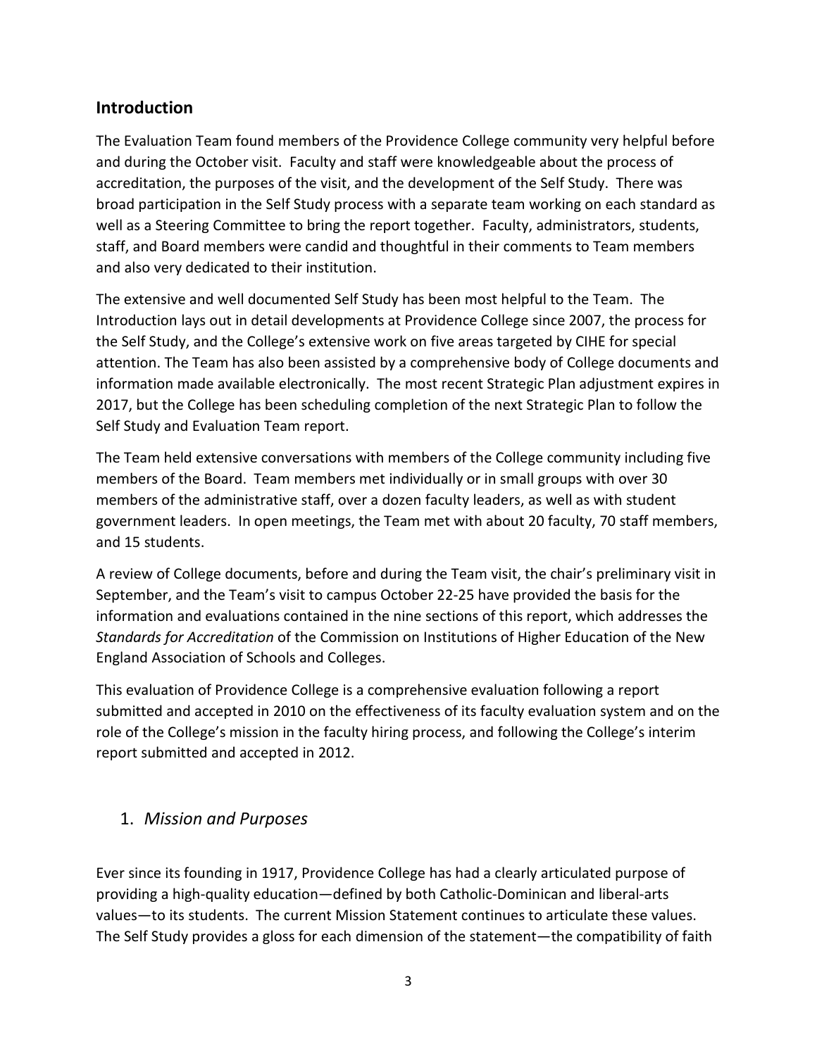## Introduction

The Evaluation Team found members of the Providence College community very helpful before and during the October visit. Faculty and staff were knowledgeable about the process of accreditation, the purposes of the visit, and the development of the Self Study. There was broad participation in the Self Study process with a separate team working on each standard as well as a Steering Committee to bring the report together. Faculty, administrators, students, staff, and Board members were candid and thoughtful in their comments to Team members and also very dedicated to their institution.

The extensive and well documented Self Study has been most helpful to the Team. The Introduction lays out in detail developments at Providence College since 2007, the process for the Self Study, and the College's extensive work on five areas targeted by CIHE for special attention. The Team has also been assisted by a comprehensive body of College documents and information made available electronically. The most recent Strategic Plan adjustment expires in 2017, but the College has been scheduling completion of the next Strategic Plan to follow the Self Study and Evaluation Team report.

The Team held extensive conversations with members of the College community including five members of the Board. Team members met individually or in small groups with over 30 members of the administrative staff, over a dozen faculty leaders, as well as with student government leaders. In open meetings, the Team met with about 20 faculty, 70 staff members, and 15 students.

A review of College documents, before and during the Team visit, the chair's preliminary visit in September, and the Team's visit to campus October 22-25 have provided the basis for the information and evaluations contained in the nine sections of this report, which addresses the *Standards for Accreditation* of the Commission on Institutions of Higher Education of the New England Association of Schools and Colleges.

This evaluation of Providence College is a comprehensive evaluation following a report submitted and accepted in 2010 on the effectiveness of its faculty evaluation system and on the role of the College's mission in the faculty hiring process, and following the College's interim report submitted and accepted in 2012.

## 1. *Mission and Purposes*

Ever since its founding in 1917, Providence College has had a clearly articulated purpose of providing a high-quality education—defined by both Catholic-Dominican and liberal-arts values—to its students. The current Mission Statement continues to articulate these values. The Self Study provides a gloss for each dimension of the statement—the compatibility of faith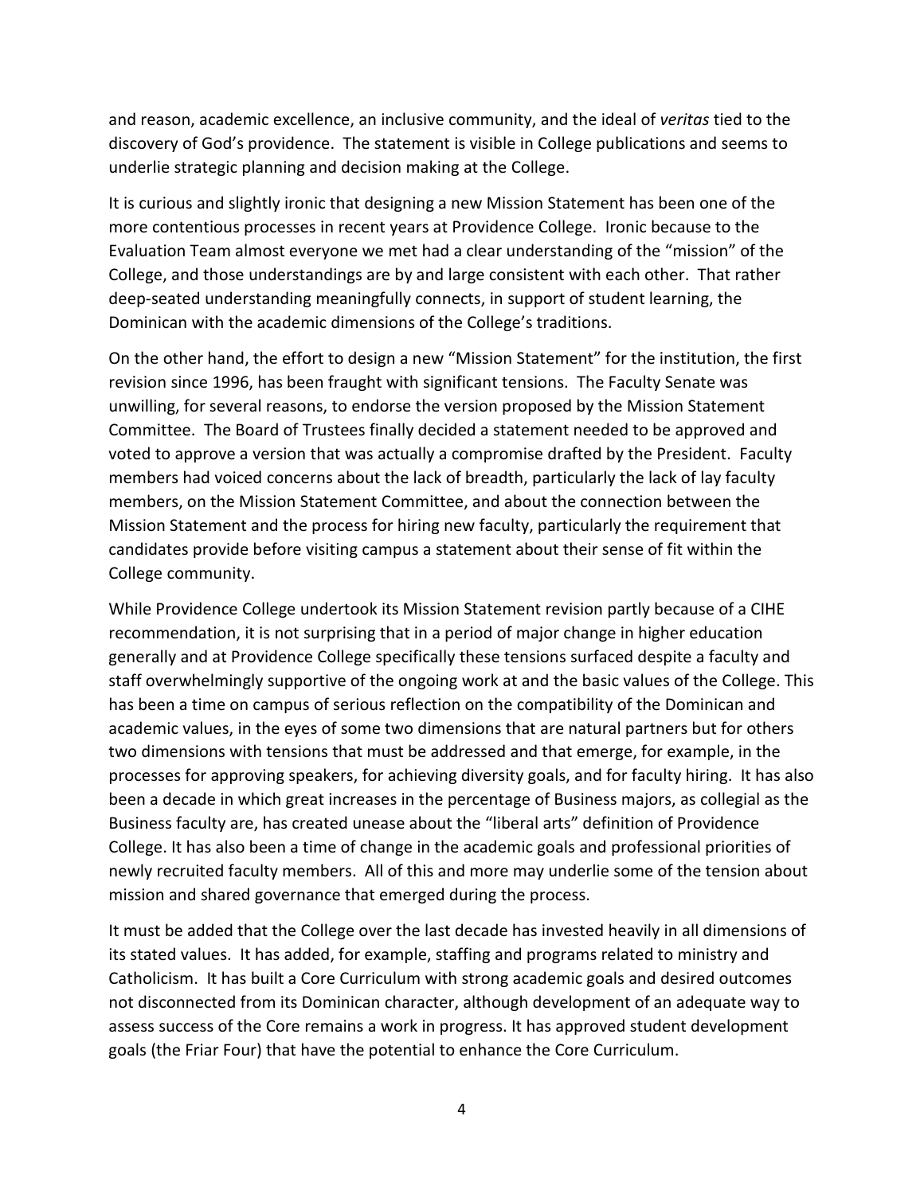and reason, academic excellence, an inclusive community, and the ideal of *veritas* tied to the discovery of God's providence. The statement is visible in College publications and seems to underlie strategic planning and decision making at the College.

It is curious and slightly ironic that designing a new Mission Statement has been one of the more contentious processes in recent years at Providence College. Ironic because to the Evaluation Team almost everyone we met had a clear understanding of the "mission" of the College, and those understandings are by and large consistent with each other. That rather deep-seated understanding meaningfully connects, in support of student learning, the Dominican with the academic dimensions of the College's traditions.

On the other hand, the effort to design a new "Mission Statement" for the institution, the first revision since 1996, has been fraught with significant tensions. The Faculty Senate was unwilling, for several reasons, to endorse the version proposed by the Mission Statement Committee. The Board of Trustees finally decided a statement needed to be approved and voted to approve a version that was actually a compromise drafted by the President. Faculty members had voiced concerns about the lack of breadth, particularly the lack of lay faculty members, on the Mission Statement Committee, and about the connection between the Mission Statement and the process for hiring new faculty, particularly the requirement that candidates provide before visiting campus a statement about their sense of fit within the College community.

While Providence College undertook its Mission Statement revision partly because of a CIHE recommendation, it is not surprising that in a period of major change in higher education generally and at Providence College specifically these tensions surfaced despite a faculty and staff overwhelmingly supportive of the ongoing work at and the basic values of the College. This has been a time on campus of serious reflection on the compatibility of the Dominican and academic values, in the eyes of some two dimensions that are natural partners but for others two dimensions with tensions that must be addressed and that emerge, for example, in the processes for approving speakers, for achieving diversity goals, and for faculty hiring. It has also been a decade in which great increases in the percentage of Business majors, as collegial as the Business faculty are, has created unease about the "liberal arts" definition of Providence College. It has also been a time of change in the academic goals and professional priorities of newly recruited faculty members. All of this and more may underlie some of the tension about mission and shared governance that emerged during the process.

It must be added that the College over the last decade has invested heavily in all dimensions of its stated values. It has added, for example, staffing and programs related to ministry and Catholicism. It has built a Core Curriculum with strong academic goals and desired outcomes not disconnected from its Dominican character, although development of an adequate way to assess success of the Core remains a work in progress. It has approved student development goals (the Friar Four) that have the potential to enhance the Core Curriculum.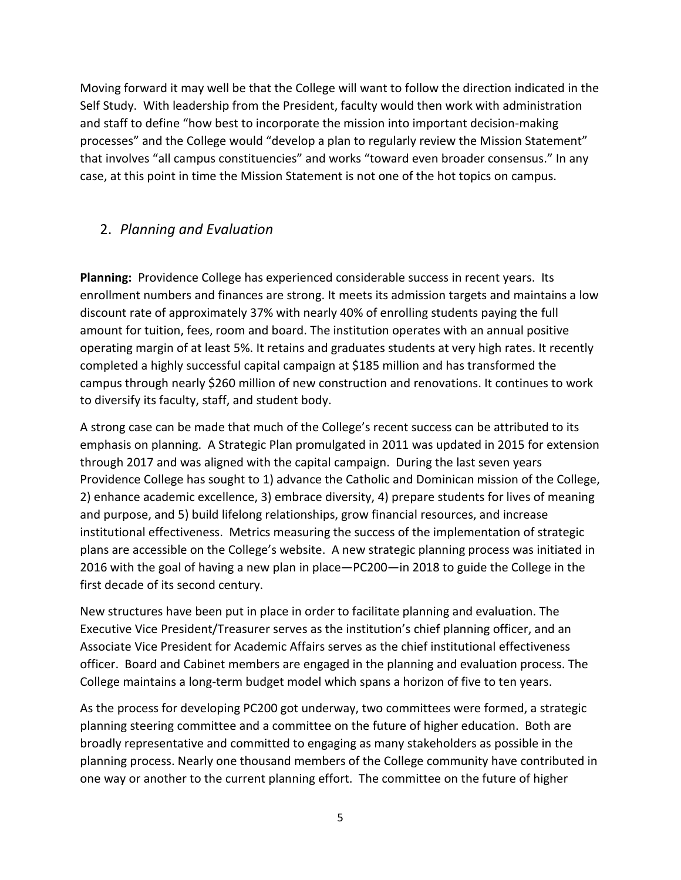Moving forward it may well be that the College will want to follow the direction indicated in the Self Study. With leadership from the President, faculty would then work with administration and staff to define "how best to incorporate the mission into important decision-making processes" and the College would "develop a plan to regularly review the Mission Statement" that involves "all campus constituencies" and works "toward even broader consensus." In any case, at this point in time the Mission Statement is not one of the hot topics on campus.

## 2. *Planning and Evaluation*

**Planning:** Providence College has experienced considerable success in recent years. Its enrollment numbers and finances are strong. It meets its admission targets and maintains a low discount rate of approximately 37% with nearly 40% of enrolling students paying the full amount for tuition, fees, room and board. The institution operates with an annual positive operating margin of at least 5%. It retains and graduates students at very high rates. It recently completed a highly successful capital campaign at $185 million and has transformed the campus through nearly $260 million of new construction and renovations. It continues to work to diversify its faculty, staff, and student body.

A strong case can be made that much of the College's recent success can be attributed to its emphasis on planning. A Strategic Plan promulgated in 2011 was updated in 2015 for extension through 2017 and was aligned with the capital campaign. During the last seven years Providence College has sought to 1) advance the Catholic and Dominican mission of the College, 2) enhance academic excellence, 3) embrace diversity, 4) prepare students for lives of meaning and purpose, and 5) build lifelong relationships, grow financial resources, and increase institutional effectiveness. Metrics measuring the success of the implementation of strategic plans are accessible on the College's website. A new strategic planning process was initiated in 2016 with the goal of having a new plan in place—PC200—in 2018 to guide the College in the first decade of its second century.

New structures have been put in place in order to facilitate planning and evaluation. The Executive Vice President/Treasurer serves as the institution's chief planning officer, and an Associate Vice President for Academic Affairs serves as the chief institutional effectiveness officer. Board and Cabinet members are engaged in the planning and evaluation process. The College maintains a long-term budget model which spans a horizon of five to ten years.

As the process for developing PC200 got underway, two committees were formed, a strategic planning steering committee and a committee on the future of higher education. Both are broadly representative and committed to engaging as many stakeholders as possible in the planning process. Nearly one thousand members of the College community have contributed in one way or another to the current planning effort. The committee on the future of higher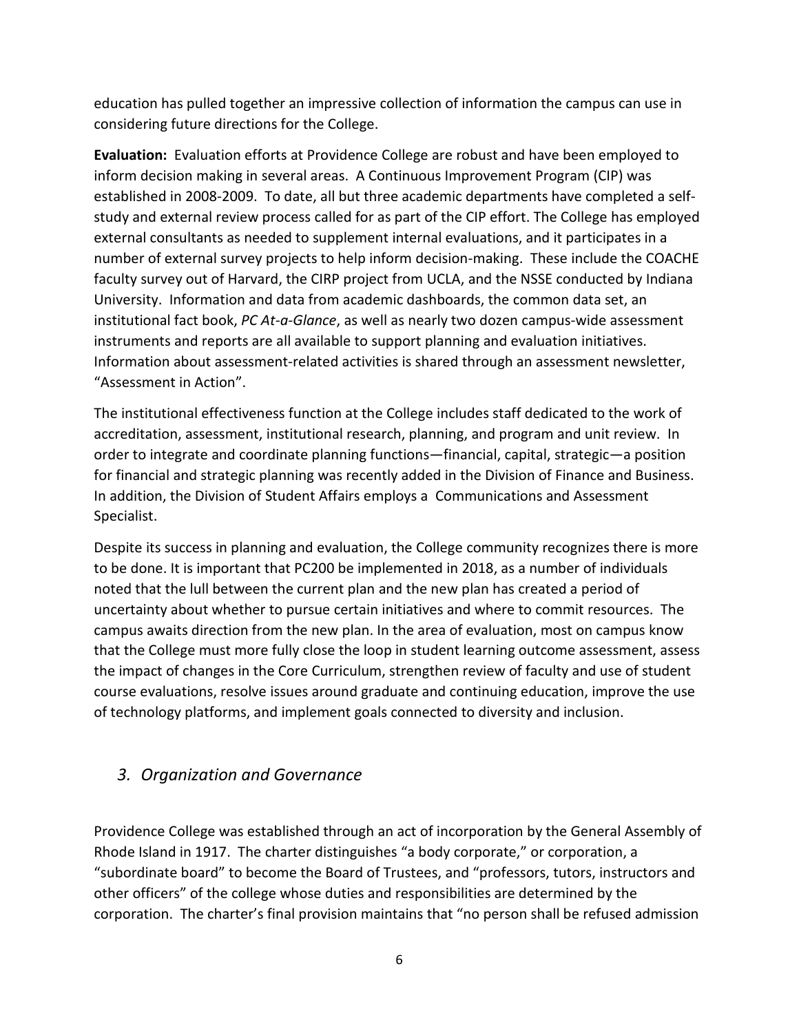education has pulled together an impressive collection of information the campus can use in considering future directions for the College.

**Evaluation:** Evaluation efforts at Providence College are robust and have been employed to inform decision making in several areas. A Continuous Improvement Program (CIP) was established in 2008-2009. To date, all but three academic departments have completed a self-study and external review process called for as part of the CIP effort. The College has employed external consultants as needed to supplement internal evaluations, and it participates in a number of external survey projects to help inform decision-making. These include the COACHE faculty survey out of Harvard, the CIRP project from UCLA, and the NSSE conducted by Indiana University. Information and data from academic dashboards, the common data set, an institutional fact book, *PC At-a-Glance*, as well as nearly two dozen campus-wide assessment instruments and reports are all available to support planning and evaluation initiatives. Information about assessment-related activities is shared through an assessment newsletter, "Assessment in Action".

The institutional effectiveness function at the College includes staff dedicated to the work of accreditation, assessment, institutional research, planning, and program and unit review. In order to integrate and coordinate planning functions—financial, capital, strategic—a position for financial and strategic planning was recently added in the Division of Finance and Business. In addition, the Division of Student Affairs employs a Communications and Assessment Specialist.

Despite its success in planning and evaluation, the College community recognizes there is more to be done. It is important that PC200 be implemented in 2018, as a number of individuals noted that the lull between the current plan and the new plan has created a period of uncertainty about whether to pursue certain initiatives and where to commit resources. The campus awaits direction from the new plan. In the area of evaluation, most on campus know that the College must more fully close the loop in student learning outcome assessment, assess the impact of changes in the Core Curriculum, strengthen review of faculty and use of student course evaluations, resolve issues around graduate and continuing education, improve the use of technology platforms, and implement goals connected to diversity and inclusion.

## *3. Organization and Governance*

Providence College was established through an act of incorporation by the General Assembly of Rhode Island in 1917. The charter distinguishes "a body corporate," or corporation, a "subordinate board" to become the Board of Trustees, and "professors, tutors, instructors and other officers" of the college whose duties and responsibilities are determined by the corporation. The charter's final provision maintains that "no person shall be refused admission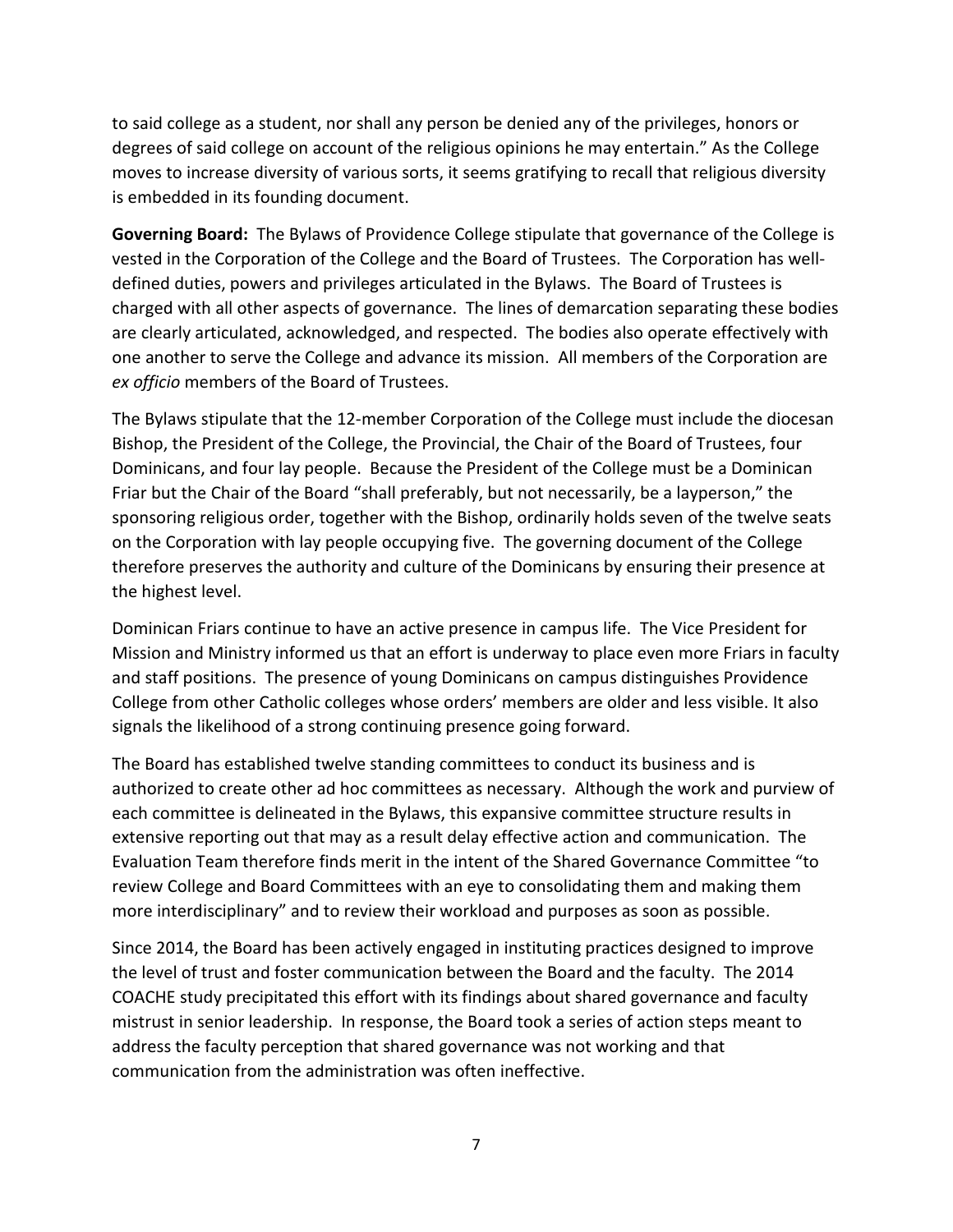to said college as a student, nor shall any person be denied any of the privileges, honors or degrees of said college on account of the religious opinions he may entertain." As the College moves to increase diversity of various sorts, it seems gratifying to recall that religious diversity is embedded in its founding document.

**Governing Board:** The Bylaws of Providence College stipulate that governance of the College is vested in the Corporation of the College and the Board of Trustees. The Corporation has well-defined duties, powers and privileges articulated in the Bylaws. The Board of Trustees is charged with all other aspects of governance. The lines of demarcation separating these bodies are clearly articulated, acknowledged, and respected. The bodies also operate effectively with one another to serve the College and advance its mission. All members of the Corporation are *ex officio* members of the Board of Trustees.

The Bylaws stipulate that the 12-member Corporation of the College must include the diocesan Bishop, the President of the College, the Provincial, the Chair of the Board of Trustees, four Dominicans, and four lay people. Because the President of the College must be a Dominican Friar but the Chair of the Board "shall preferably, but not necessarily, be a layperson," the sponsoring religious order, together with the Bishop, ordinarily holds seven of the twelve seats on the Corporation with lay people occupying five. The governing document of the College therefore preserves the authority and culture of the Dominicans by ensuring their presence at the highest level.

Dominican Friars continue to have an active presence in campus life. The Vice President for Mission and Ministry informed us that an effort is underway to place even more Friars in faculty and staff positions. The presence of young Dominicans on campus distinguishes Providence College from other Catholic colleges whose orders' members are older and less visible. It also signals the likelihood of a strong continuing presence going forward.

The Board has established twelve standing committees to conduct its business and is authorized to create other ad hoc committees as necessary. Although the work and purview of each committee is delineated in the Bylaws, this expansive committee structure results in extensive reporting out that may as a result delay effective action and communication. The Evaluation Team therefore finds merit in the intent of the Shared Governance Committee "to review College and Board Committees with an eye to consolidating them and making them more interdisciplinary" and to review their workload and purposes as soon as possible.

Since 2014, the Board has been actively engaged in instituting practices designed to improve the level of trust and foster communication between the Board and the faculty. The 2014 COACHE study precipitated this effort with its findings about shared governance and faculty mistrust in senior leadership. In response, the Board took a series of action steps meant to address the faculty perception that shared governance was not working and that communication from the administration was often ineffective.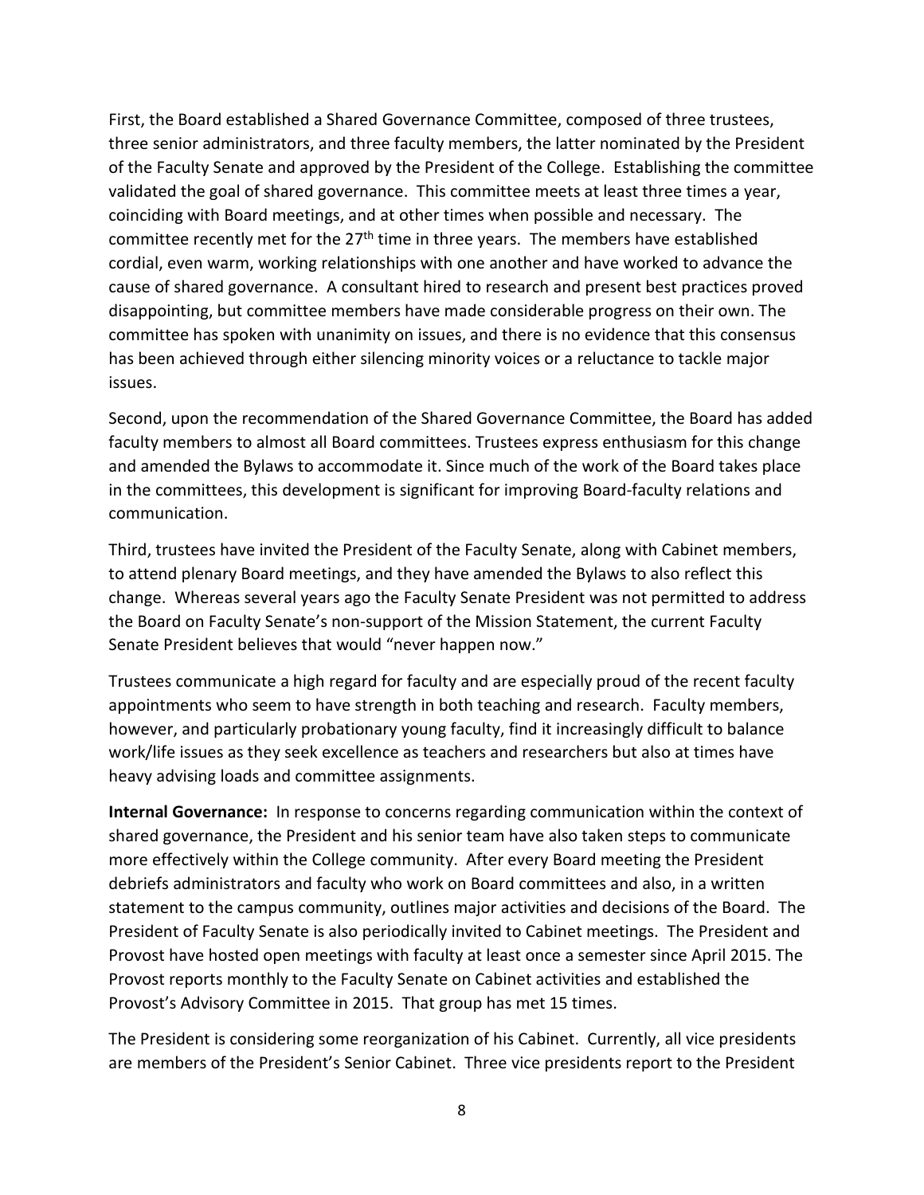First, the Board established a Shared Governance Committee, composed of three trustees, three senior administrators, and three faculty members, the latter nominated by the President of the Faculty Senate and approved by the President of the College. Establishing the committee validated the goal of shared governance. This committee meets at least three times a year, coinciding with Board meetings, and at other times when possible and necessary. The committee recently met for the 27th time in three years. The members have established cordial, even warm, working relationships with one another and have worked to advance the cause of shared governance. A consultant hired to research and present best practices proved disappointing, but committee members have made considerable progress on their own. The committee has spoken with unanimity on issues, and there is no evidence that this consensus has been achieved through either silencing minority voices or a reluctance to tackle major issues.

Second, upon the recommendation of the Shared Governance Committee, the Board has added faculty members to almost all Board committees. Trustees express enthusiasm for this change and amended the Bylaws to accommodate it. Since much of the work of the Board takes place in the committees, this development is significant for improving Board-faculty relations and communication.

Third, trustees have invited the President of the Faculty Senate, along with Cabinet members, to attend plenary Board meetings, and they have amended the Bylaws to also reflect this change. Whereas several years ago the Faculty Senate President was not permitted to address the Board on Faculty Senate's non-support of the Mission Statement, the current Faculty Senate President believes that would "never happen now."

Trustees communicate a high regard for faculty and are especially proud of the recent faculty appointments who seem to have strength in both teaching and research. Faculty members, however, and particularly probationary young faculty, find it increasingly difficult to balance work/life issues as they seek excellence as teachers and researchers but also at times have heavy advising loads and committee assignments.

**Internal Governance:** In response to concerns regarding communication within the context of shared governance, the President and his senior team have also taken steps to communicate more effectively within the College community. After every Board meeting the President debriefs administrators and faculty who work on Board committees and also, in a written statement to the campus community, outlines major activities and decisions of the Board. The President of Faculty Senate is also periodically invited to Cabinet meetings. The President and Provost have hosted open meetings with faculty at least once a semester since April 2015. The Provost reports monthly to the Faculty Senate on Cabinet activities and established the Provost's Advisory Committee in 2015. That group has met 15 times.

The President is considering some reorganization of his Cabinet. Currently, all vice presidents are members of the President's Senior Cabinet. Three vice presidents report to the President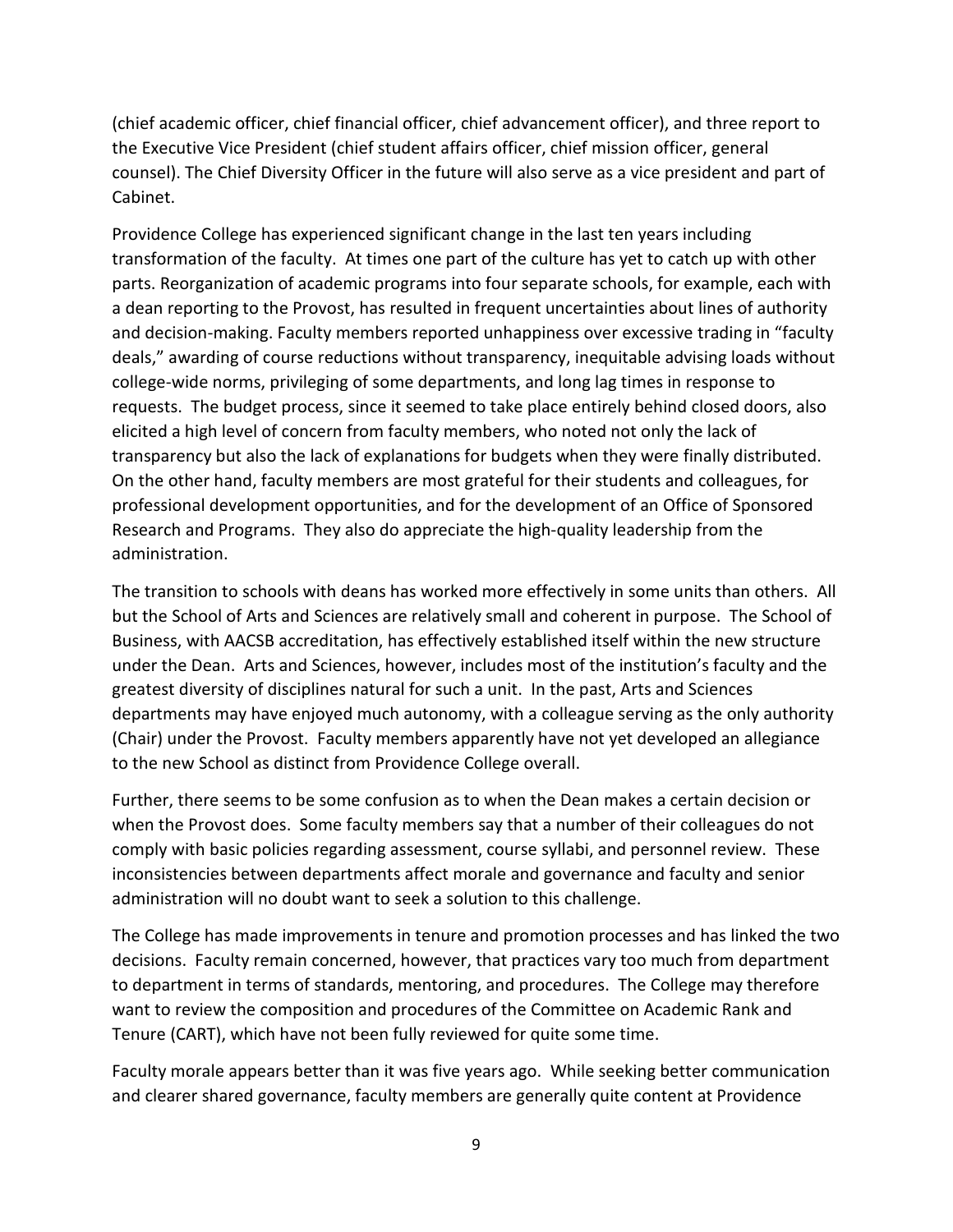(chief academic officer, chief financial officer, chief advancement officer), and three report to the Executive Vice President (chief student affairs officer, chief mission officer, general counsel). The Chief Diversity Officer in the future will also serve as a vice president and part of Cabinet.

Providence College has experienced significant change in the last ten years including transformation of the faculty. At times one part of the culture has yet to catch up with other parts. Reorganization of academic programs into four separate schools, for example, each with a dean reporting to the Provost, has resulted in frequent uncertainties about lines of authority and decision-making. Faculty members reported unhappiness over excessive trading in "faculty deals," awarding of course reductions without transparency, inequitable advising loads without college-wide norms, privileging of some departments, and long lag times in response to requests. The budget process, since it seemed to take place entirely behind closed doors, also elicited a high level of concern from faculty members, who noted not only the lack of transparency but also the lack of explanations for budgets when they were finally distributed. On the other hand, faculty members are most grateful for their students and colleagues, for professional development opportunities, and for the development of an Office of Sponsored Research and Programs. They also do appreciate the high-quality leadership from the administration.

The transition to schools with deans has worked more effectively in some units than others. All but the School of Arts and Sciences are relatively small and coherent in purpose. The School of Business, with AACSB accreditation, has effectively established itself within the new structure under the Dean. Arts and Sciences, however, includes most of the institution's faculty and the greatest diversity of disciplines natural for such a unit. In the past, Arts and Sciences departments may have enjoyed much autonomy, with a colleague serving as the only authority (Chair) under the Provost. Faculty members apparently have not yet developed an allegiance to the new School as distinct from Providence College overall.

Further, there seems to be some confusion as to when the Dean makes a certain decision or when the Provost does. Some faculty members say that a number of their colleagues do not comply with basic policies regarding assessment, course syllabi, and personnel review. These inconsistencies between departments affect morale and governance and faculty and senior administration will no doubt want to seek a solution to this challenge.

The College has made improvements in tenure and promotion processes and has linked the two decisions. Faculty remain concerned, however, that practices vary too much from department to department in terms of standards, mentoring, and procedures. The College may therefore want to review the composition and procedures of the Committee on Academic Rank and Tenure (CART), which have not been fully reviewed for quite some time.

Faculty morale appears better than it was five years ago. While seeking better communication and clearer shared governance, faculty members are generally quite content at Providence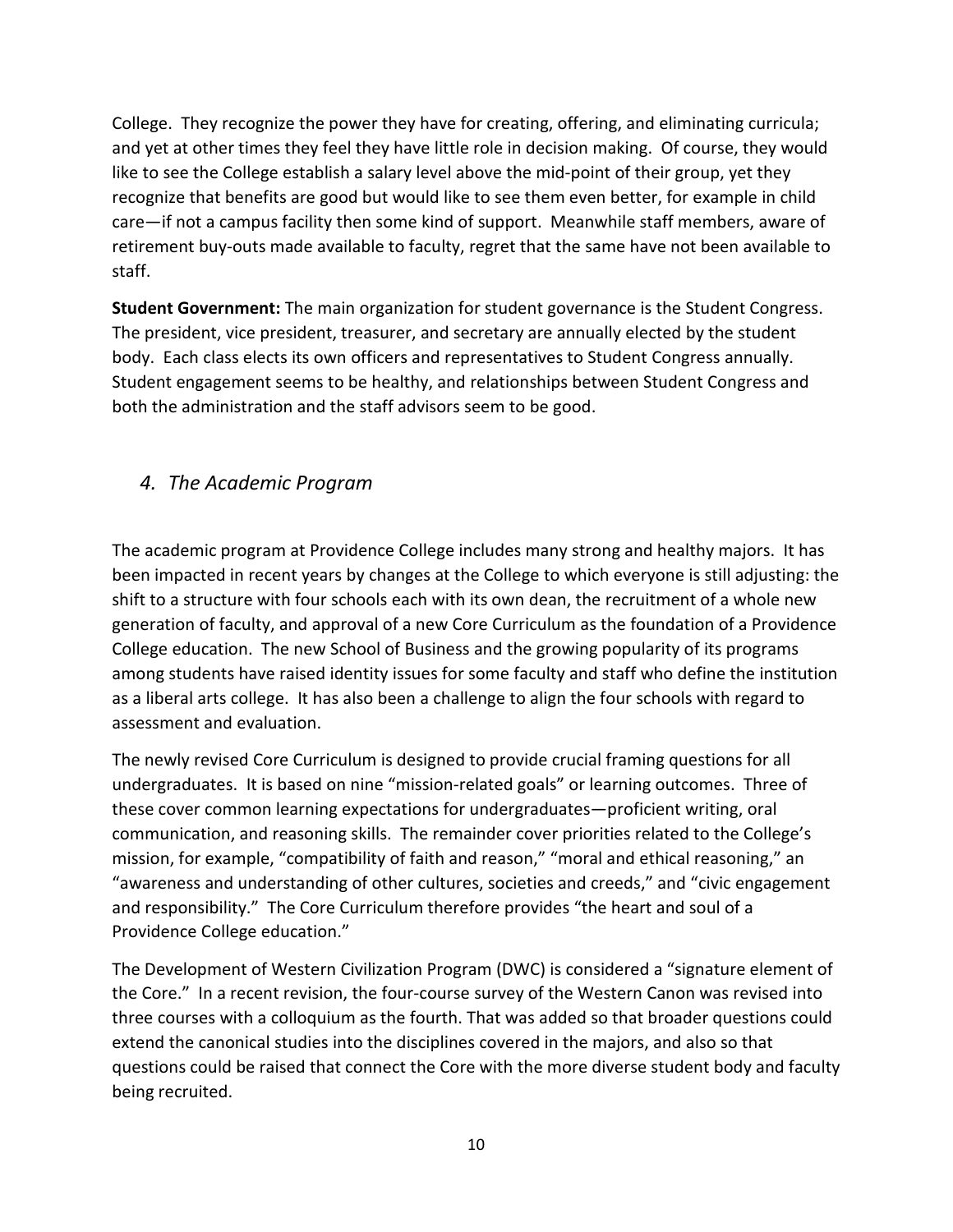College. They recognize the power they have for creating, offering, and eliminating curricula; and yet at other times they feel they have little role in decision making. Of course, they would like to see the College establish a salary level above the mid-point of their group, yet they recognize that benefits are good but would like to see them even better, for example in child care—if not a campus facility then some kind of support. Meanwhile staff members, aware of retirement buy-outs made available to faculty, regret that the same have not been available to staff.

**Student Government:** The main organization for student governance is the Student Congress. The president, vice president, treasurer, and secretary are annually elected by the student body. Each class elects its own officers and representatives to Student Congress annually. Student engagement seems to be healthy, and relationships between Student Congress and both the administration and the staff advisors seem to be good.

## *4. The Academic Program*

The academic program at Providence College includes many strong and healthy majors. It has been impacted in recent years by changes at the College to which everyone is still adjusting: the shift to a structure with four schools each with its own dean, the recruitment of a whole new generation of faculty, and approval of a new Core Curriculum as the foundation of a Providence College education. The new School of Business and the growing popularity of its programs among students have raised identity issues for some faculty and staff who define the institution as a liberal arts college. It has also been a challenge to align the four schools with regard to assessment and evaluation.

The newly revised Core Curriculum is designed to provide crucial framing questions for all undergraduates. It is based on nine "mission-related goals" or learning outcomes. Three of these cover common learning expectations for undergraduates—proficient writing, oral communication, and reasoning skills. The remainder cover priorities related to the College's mission, for example, "compatibility of faith and reason," "moral and ethical reasoning," an "awareness and understanding of other cultures, societies and creeds," and "civic engagement and responsibility." The Core Curriculum therefore provides "the heart and soul of a Providence College education."

The Development of Western Civilization Program (DWC) is considered a "signature element of the Core." In a recent revision, the four-course survey of the Western Canon was revised into three courses with a colloquium as the fourth. That was added so that broader questions could extend the canonical studies into the disciplines covered in the majors, and also so that questions could be raised that connect the Core with the more diverse student body and faculty being recruited.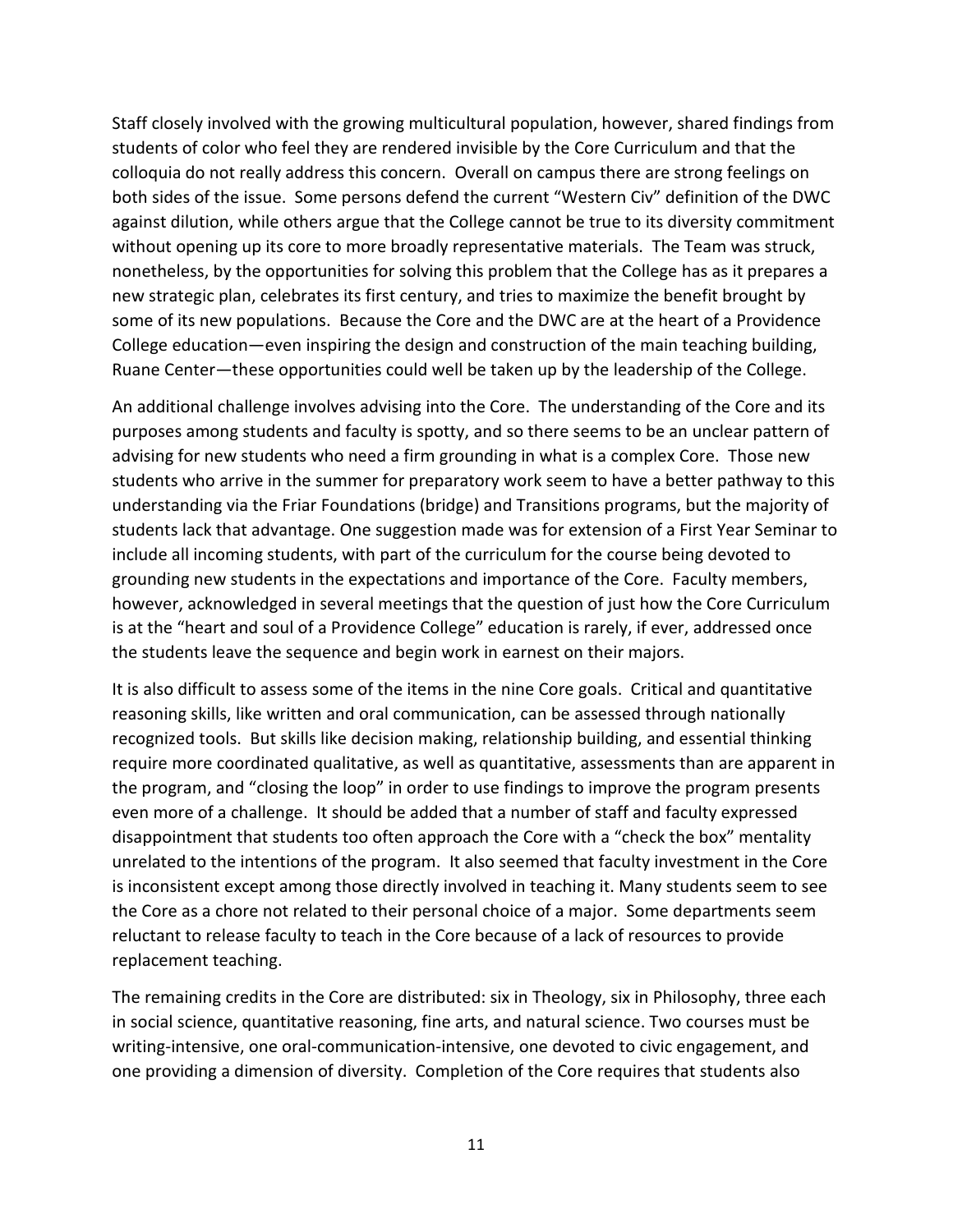Staff closely involved with the growing multicultural population, however, shared findings from students of color who feel they are rendered invisible by the Core Curriculum and that the colloquia do not really address this concern. Overall on campus there are strong feelings on both sides of the issue. Some persons defend the current "Western Civ" definition of the DWC against dilution, while others argue that the College cannot be true to its diversity commitment without opening up its core to more broadly representative materials. The Team was struck, nonetheless, by the opportunities for solving this problem that the College has as it prepares a new strategic plan, celebrates its first century, and tries to maximize the benefit brought by some of its new populations. Because the Core and the DWC are at the heart of a Providence College education—even inspiring the design and construction of the main teaching building, Ruane Center—these opportunities could well be taken up by the leadership of the College.

An additional challenge involves advising into the Core. The understanding of the Core and its purposes among students and faculty is spotty, and so there seems to be an unclear pattern of advising for new students who need a firm grounding in what is a complex Core. Those new students who arrive in the summer for preparatory work seem to have a better pathway to this understanding via the Friar Foundations (bridge) and Transitions programs, but the majority of students lack that advantage. One suggestion made was for extension of a First Year Seminar to include all incoming students, with part of the curriculum for the course being devoted to grounding new students in the expectations and importance of the Core. Faculty members, however, acknowledged in several meetings that the question of just how the Core Curriculum is at the "heart and soul of a Providence College" education is rarely, if ever, addressed once the students leave the sequence and begin work in earnest on their majors.

It is also difficult to assess some of the items in the nine Core goals. Critical and quantitative reasoning skills, like written and oral communication, can be assessed through nationally recognized tools. But skills like decision making, relationship building, and essential thinking require more coordinated qualitative, as well as quantitative, assessments than are apparent in the program, and "closing the loop" in order to use findings to improve the program presents even more of a challenge. It should be added that a number of staff and faculty expressed disappointment that students too often approach the Core with a "check the box" mentality unrelated to the intentions of the program. It also seemed that faculty investment in the Core is inconsistent except among those directly involved in teaching it. Many students seem to see the Core as a chore not related to their personal choice of a major. Some departments seem reluctant to release faculty to teach in the Core because of a lack of resources to provide replacement teaching.

The remaining credits in the Core are distributed: six in Theology, six in Philosophy, three each in social science, quantitative reasoning, fine arts, and natural science. Two courses must be writing-intensive, one oral-communication-intensive, one devoted to civic engagement, and one providing a dimension of diversity. Completion of the Core requires that students also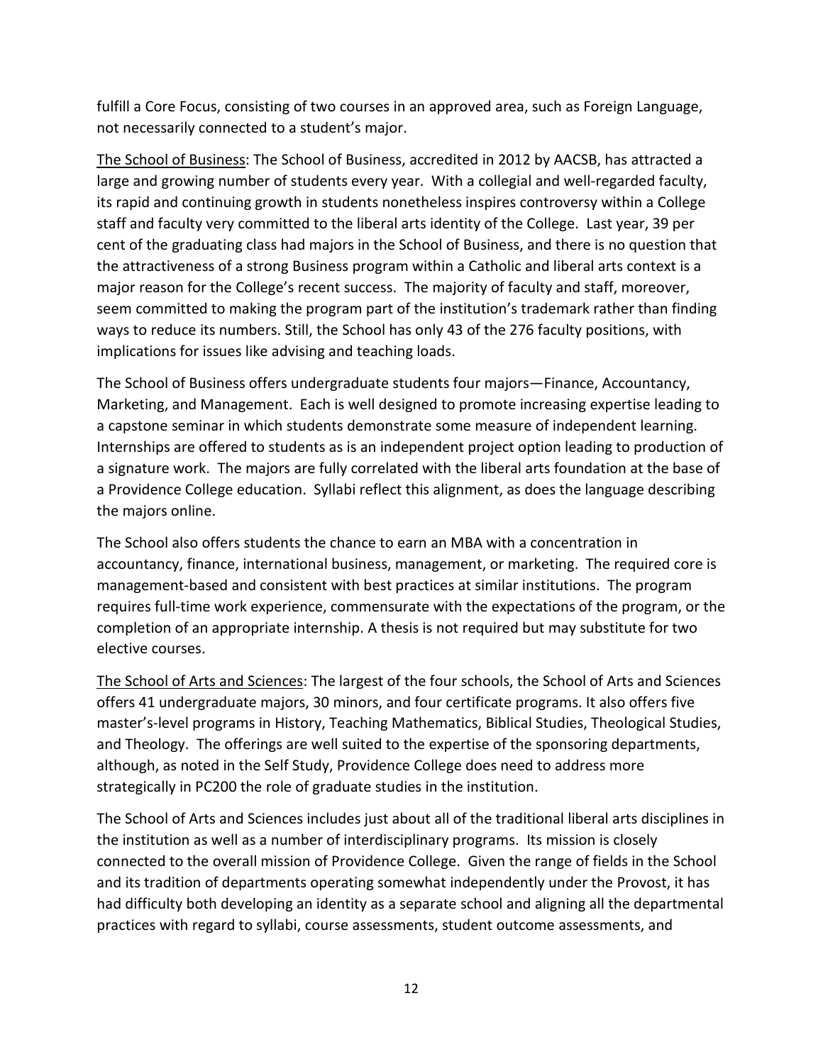fulfill a Core Focus, consisting of two courses in an approved area, such as Foreign Language, not necessarily connected to a student's major.

<u>The School of Business</u>: The School of Business, accredited in 2012 by AACSB, has attracted a large and growing number of students every year. With a collegial and well-regarded faculty, its rapid and continuing growth in students nonetheless inspires controversy within a College staff and faculty very committed to the liberal arts identity of the College. Last year, 39 per cent of the graduating class had majors in the School of Business, and there is no question that the attractiveness of a strong Business program within a Catholic and liberal arts context is a major reason for the College's recent success. The majority of faculty and staff, moreover, seem committed to making the program part of the institution's trademark rather than finding ways to reduce its numbers. Still, the School has only 43 of the 276 faculty positions, with implications for issues like advising and teaching loads.

The School of Business offers undergraduate students four majors—Finance, Accountancy, Marketing, and Management. Each is well designed to promote increasing expertise leading to a capstone seminar in which students demonstrate some measure of independent learning. Internships are offered to students as is an independent project option leading to production of a signature work. The majors are fully correlated with the liberal arts foundation at the base of a Providence College education. Syllabi reflect this alignment, as does the language describing the majors online.

The School also offers students the chance to earn an MBA with a concentration in accountancy, finance, international business, management, or marketing. The required core is management-based and consistent with best practices at similar institutions. The program requires full-time work experience, commensurate with the expectations of the program, or the completion of an appropriate internship. A thesis is not required but may substitute for two elective courses.

<u>The School of Arts and Sciences</u>: The largest of the four schools, the School of Arts and Sciences offers 41 undergraduate majors, 30 minors, and four certificate programs. It also offers five master's-level programs in History, Teaching Mathematics, Biblical Studies, Theological Studies, and Theology. The offerings are well suited to the expertise of the sponsoring departments, although, as noted in the Self Study, Providence College does need to address more strategically in PC200 the role of graduate studies in the institution.

The School of Arts and Sciences includes just about all of the traditional liberal arts disciplines in the institution as well as a number of interdisciplinary programs. Its mission is closely connected to the overall mission of Providence College. Given the range of fields in the School and its tradition of departments operating somewhat independently under the Provost, it has had difficulty both developing an identity as a separate school and aligning all the departmental practices with regard to syllabi, course assessments, student outcome assessments, and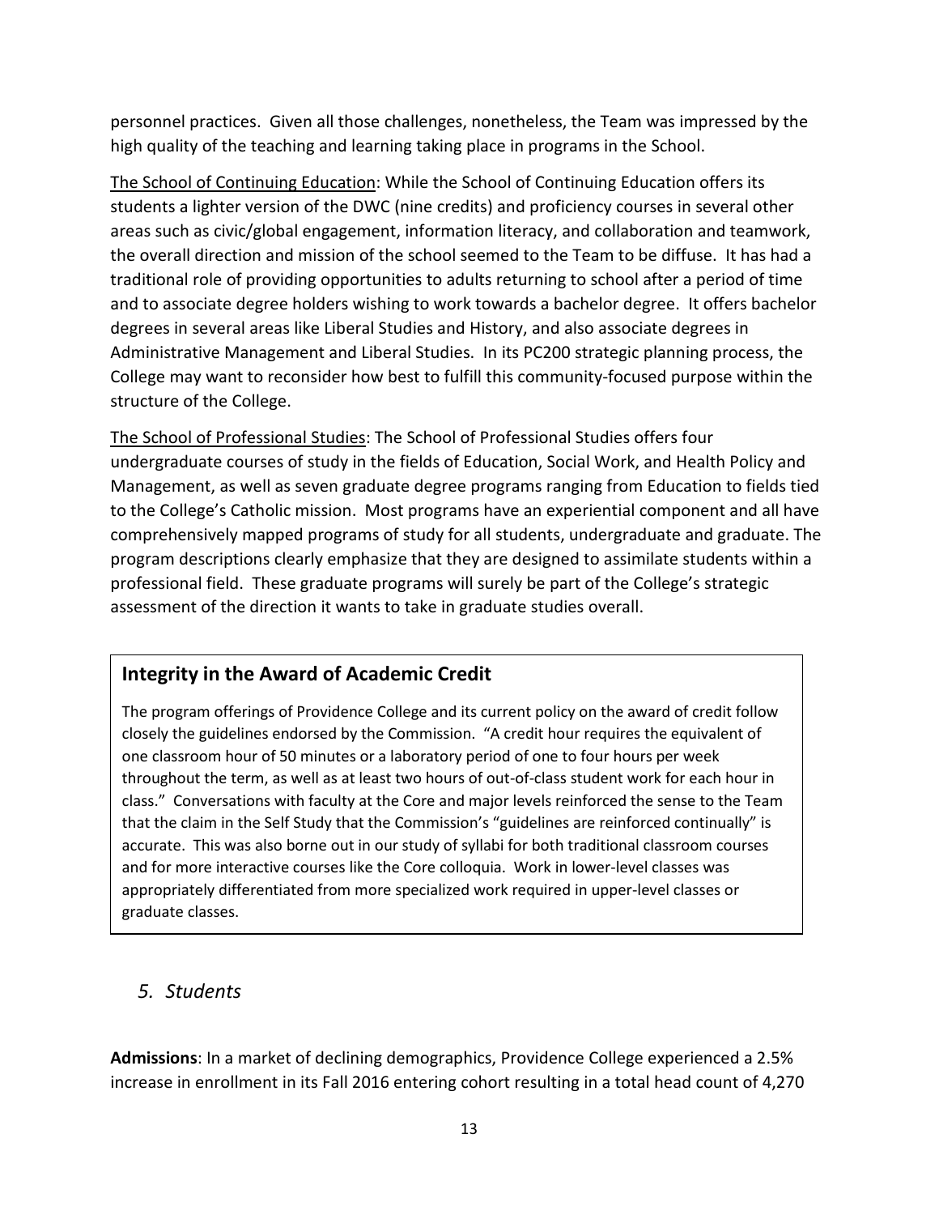personnel practices. Given all those challenges, nonetheless, the Team was impressed by the high quality of the teaching and learning taking place in programs in the School.

<u>The School of Continuing Education</u>: While the School of Continuing Education offers its students a lighter version of the DWC (nine credits) and proficiency courses in several other areas such as civic/global engagement, information literacy, and collaboration and teamwork, the overall direction and mission of the school seemed to the Team to be diffuse. It has had a traditional role of providing opportunities to adults returning to school after a period of time and to associate degree holders wishing to work towards a bachelor degree. It offers bachelor degrees in several areas like Liberal Studies and History, and also associate degrees in Administrative Management and Liberal Studies. In its PC200 strategic planning process, the College may want to reconsider how best to fulfill this community-focused purpose within the structure of the College.

<u>The School of Professional Studies</u>: The School of Professional Studies offers four undergraduate courses of study in the fields of Education, Social Work, and Health Policy and Management, as well as seven graduate degree programs ranging from Education to fields tied to the College's Catholic mission. Most programs have an experiential component and all have comprehensively mapped programs of study for all students, undergraduate and graduate. The program descriptions clearly emphasize that they are designed to assimilate students within a professional field. These graduate programs will surely be part of the College's strategic assessment of the direction it wants to take in graduate studies overall.

### Integrity in the Award of Academic Credit

The program offerings of Providence College and its current policy on the award of credit follow closely the guidelines endorsed by the Commission. "A credit hour requires the equivalent of one classroom hour of 50 minutes or a laboratory period of one to four hours per week throughout the term, as well as at least two hours of out-of-class student work for each hour in class." Conversations with faculty at the Core and major levels reinforced the sense to the Team that the claim in the Self Study that the Commission's "guidelines are reinforced continually" is accurate. This was also borne out in our study of syllabi for both traditional classroom courses and for more interactive courses like the Core colloquia. Work in lower-level classes was appropriately differentiated from more specialized work required in upper-level classes or graduate classes.

## *5. Students*

**Admissions**: In a market of declining demographics, Providence College experienced a 2.5% increase in enrollment in its Fall 2016 entering cohort resulting in a total head count of 4,270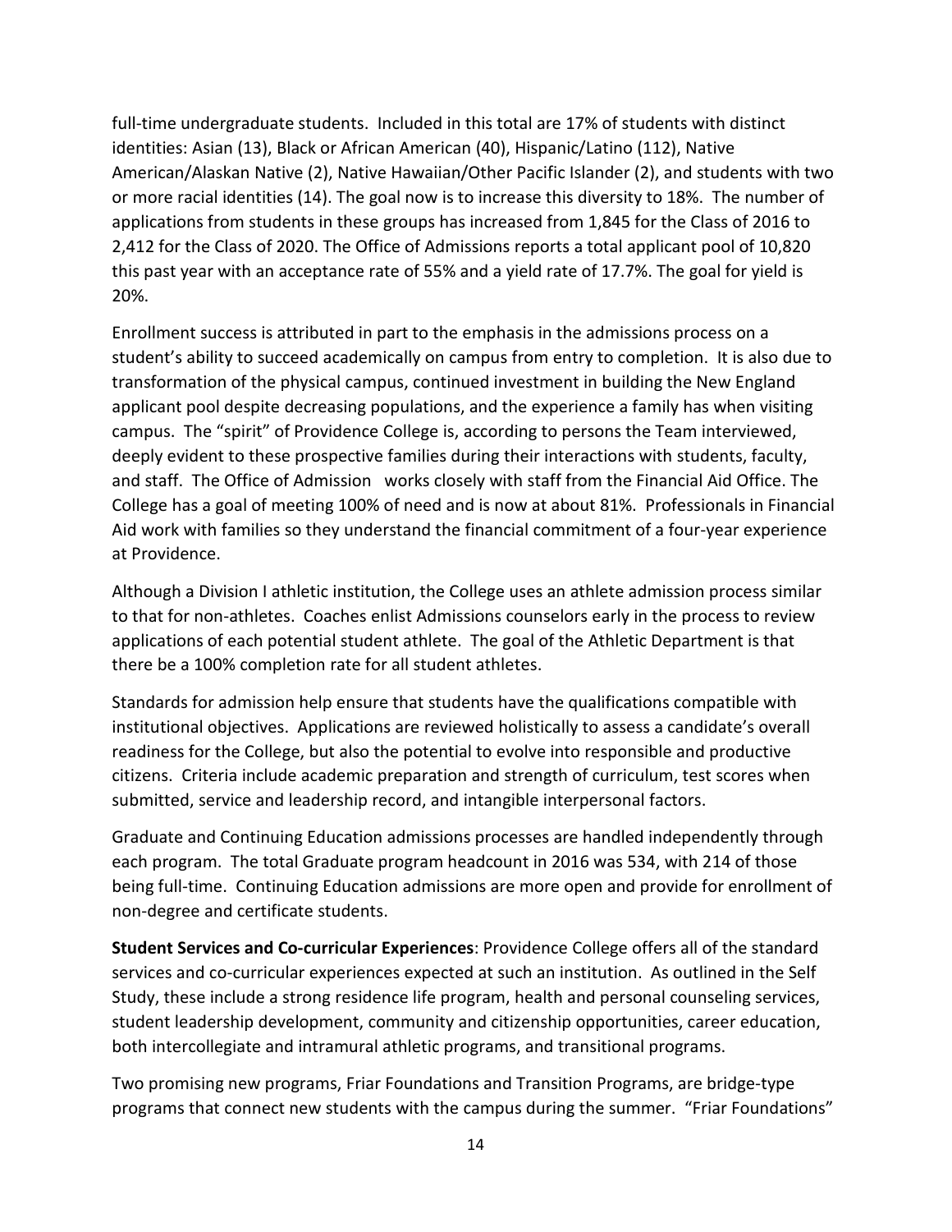full-time undergraduate students. Included in this total are 17% of students with distinct identities: Asian (13), Black or African American (40), Hispanic/Latino (112), Native American/Alaskan Native (2), Native Hawaiian/Other Pacific Islander (2), and students with two or more racial identities (14). The goal now is to increase this diversity to 18%. The number of applications from students in these groups has increased from 1,845 for the Class of 2016 to 2,412 for the Class of 2020. The Office of Admissions reports a total applicant pool of 10,820 this past year with an acceptance rate of 55% and a yield rate of 17.7%. The goal for yield is 20%.

Enrollment success is attributed in part to the emphasis in the admissions process on a student's ability to succeed academically on campus from entry to completion. It is also due to transformation of the physical campus, continued investment in building the New England applicant pool despite decreasing populations, and the experience a family has when visiting campus. The "spirit" of Providence College is, according to persons the Team interviewed, deeply evident to these prospective families during their interactions with students, faculty, and staff. The Office of Admission works closely with staff from the Financial Aid Office. The College has a goal of meeting 100% of need and is now at about 81%. Professionals in Financial Aid work with families so they understand the financial commitment of a four-year experience at Providence.

Although a Division I athletic institution, the College uses an athlete admission process similar to that for non-athletes. Coaches enlist Admissions counselors early in the process to review applications of each potential student athlete. The goal of the Athletic Department is that there be a 100% completion rate for all student athletes.

Standards for admission help ensure that students have the qualifications compatible with institutional objectives. Applications are reviewed holistically to assess a candidate's overall readiness for the College, but also the potential to evolve into responsible and productive citizens. Criteria include academic preparation and strength of curriculum, test scores when submitted, service and leadership record, and intangible interpersonal factors.

Graduate and Continuing Education admissions processes are handled independently through each program. The total Graduate program headcount in 2016 was 534, with 214 of those being full-time. Continuing Education admissions are more open and provide for enrollment of non-degree and certificate students.

**Student Services and Co-curricular Experiences**: Providence College offers all of the standard services and co-curricular experiences expected at such an institution. As outlined in the Self Study, these include a strong residence life program, health and personal counseling services, student leadership development, community and citizenship opportunities, career education, both intercollegiate and intramural athletic programs, and transitional programs.

Two promising new programs, Friar Foundations and Transition Programs, are bridge-type programs that connect new students with the campus during the summer. "Friar Foundations"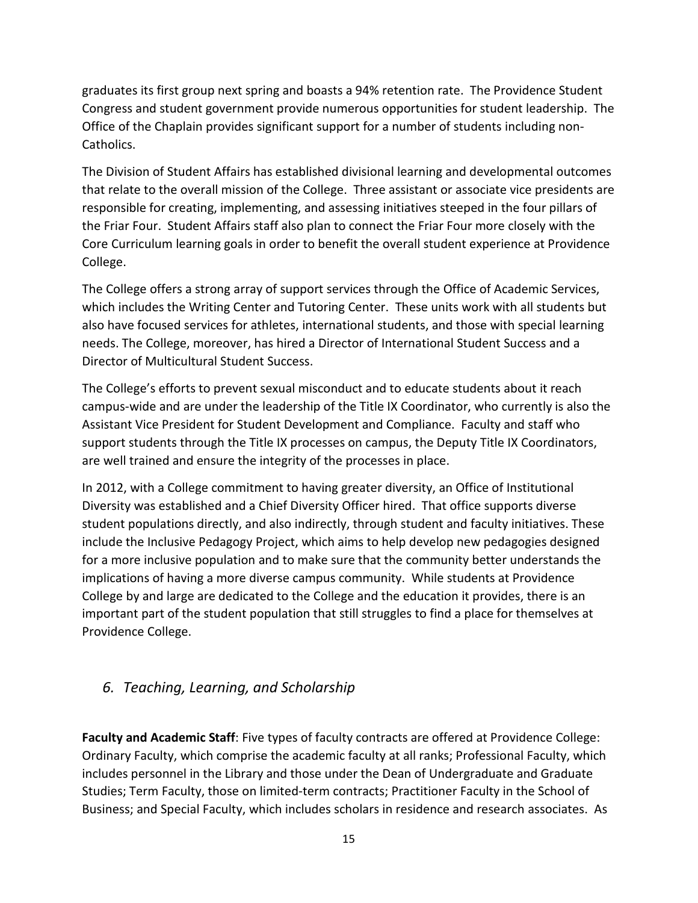graduates its first group next spring and boasts a 94% retention rate. The Providence Student Congress and student government provide numerous opportunities for student leadership. The Office of the Chaplain provides significant support for a number of students including non-Catholics.

The Division of Student Affairs has established divisional learning and developmental outcomes that relate to the overall mission of the College. Three assistant or associate vice presidents are responsible for creating, implementing, and assessing initiatives steeped in the four pillars of the Friar Four. Student Affairs staff also plan to connect the Friar Four more closely with the Core Curriculum learning goals in order to benefit the overall student experience at Providence College.

The College offers a strong array of support services through the Office of Academic Services, which includes the Writing Center and Tutoring Center. These units work with all students but also have focused services for athletes, international students, and those with special learning needs. The College, moreover, has hired a Director of International Student Success and a Director of Multicultural Student Success.

The College's efforts to prevent sexual misconduct and to educate students about it reach campus-wide and are under the leadership of the Title IX Coordinator, who currently is also the Assistant Vice President for Student Development and Compliance. Faculty and staff who support students through the Title IX processes on campus, the Deputy Title IX Coordinators, are well trained and ensure the integrity of the processes in place.

In 2012, with a College commitment to having greater diversity, an Office of Institutional Diversity was established and a Chief Diversity Officer hired. That office supports diverse student populations directly, and also indirectly, through student and faculty initiatives. These include the Inclusive Pedagogy Project, which aims to help develop new pedagogies designed for a more inclusive population and to make sure that the community better understands the implications of having a more diverse campus community. While students at Providence College by and large are dedicated to the College and the education it provides, there is an important part of the student population that still struggles to find a place for themselves at Providence College.

## *6. Teaching, Learning, and Scholarship*

**Faculty and Academic Staff**: Five types of faculty contracts are offered at Providence College: Ordinary Faculty, which comprise the academic faculty at all ranks; Professional Faculty, which includes personnel in the Library and those under the Dean of Undergraduate and Graduate Studies; Term Faculty, those on limited-term contracts; Practitioner Faculty in the School of Business; and Special Faculty, which includes scholars in residence and research associates. As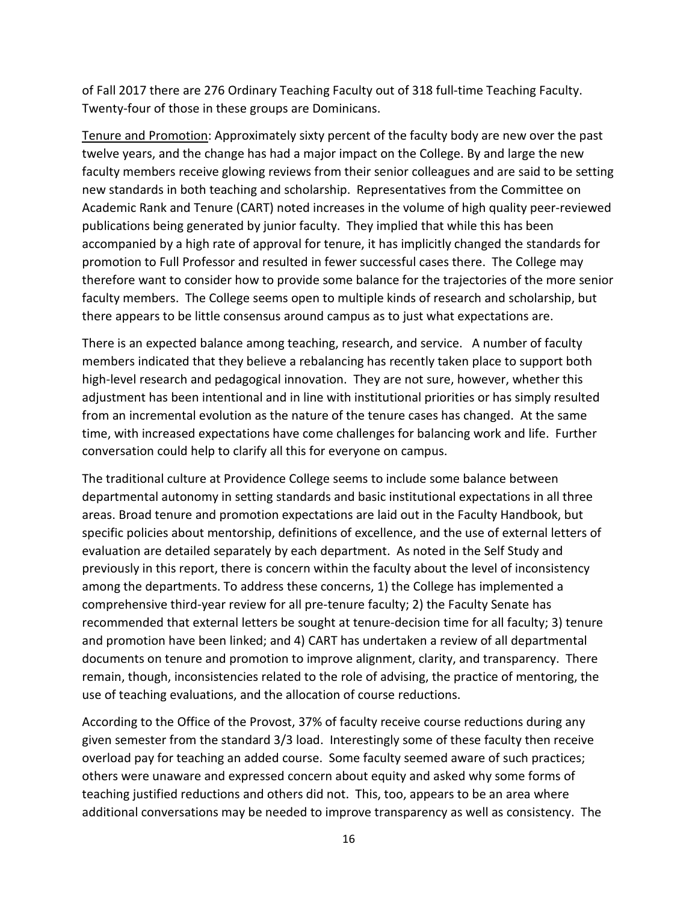of Fall 2017 there are 276 Ordinary Teaching Faculty out of 318 full-time Teaching Faculty. Twenty-four of those in these groups are Dominicans.

<u>Tenure and Promotion</u>: Approximately sixty percent of the faculty body are new over the past twelve years, and the change has had a major impact on the College. By and large the new faculty members receive glowing reviews from their senior colleagues and are said to be setting new standards in both teaching and scholarship. Representatives from the Committee on Academic Rank and Tenure (CART) noted increases in the volume of high quality peer-reviewed publications being generated by junior faculty. They implied that while this has been accompanied by a high rate of approval for tenure, it has implicitly changed the standards for promotion to Full Professor and resulted in fewer successful cases there. The College may therefore want to consider how to provide some balance for the trajectories of the more senior faculty members. The College seems open to multiple kinds of research and scholarship, but there appears to be little consensus around campus as to just what expectations are.

There is an expected balance among teaching, research, and service. A number of faculty members indicated that they believe a rebalancing has recently taken place to support both high-level research and pedagogical innovation. They are not sure, however, whether this adjustment has been intentional and in line with institutional priorities or has simply resulted from an incremental evolution as the nature of the tenure cases has changed. At the same time, with increased expectations have come challenges for balancing work and life. Further conversation could help to clarify all this for everyone on campus.

The traditional culture at Providence College seems to include some balance between departmental autonomy in setting standards and basic institutional expectations in all three areas. Broad tenure and promotion expectations are laid out in the Faculty Handbook, but specific policies about mentorship, definitions of excellence, and the use of external letters of evaluation are detailed separately by each department. As noted in the Self Study and previously in this report, there is concern within the faculty about the level of inconsistency among the departments. To address these concerns, 1) the College has implemented a comprehensive third-year review for all pre-tenure faculty; 2) the Faculty Senate has recommended that external letters be sought at tenure-decision time for all faculty; 3) tenure and promotion have been linked; and 4) CART has undertaken a review of all departmental documents on tenure and promotion to improve alignment, clarity, and transparency. There remain, though, inconsistencies related to the role of advising, the practice of mentoring, the use of teaching evaluations, and the allocation of course reductions.

According to the Office of the Provost, 37% of faculty receive course reductions during any given semester from the standard 3/3 load. Interestingly some of these faculty then receive overload pay for teaching an added course. Some faculty seemed aware of such practices; others were unaware and expressed concern about equity and asked why some forms of teaching justified reductions and others did not. This, too, appears to be an area where additional conversations may be needed to improve transparency as well as consistency. The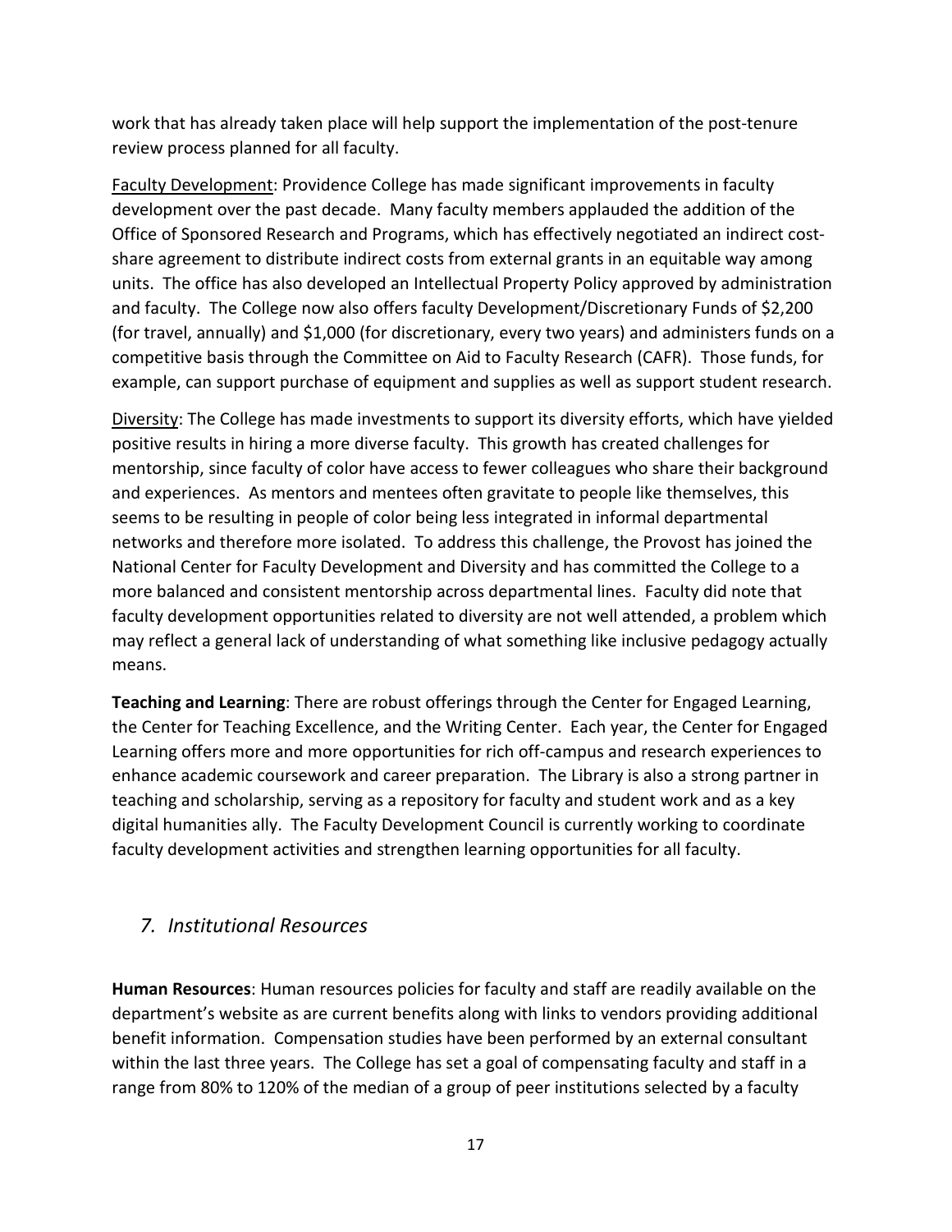work that has already taken place will help support the implementation of the post-tenure review process planned for all faculty.

<u>Faculty Development</u>: Providence College has made significant improvements in faculty development over the past decade. Many faculty members applauded the addition of the Office of Sponsored Research and Programs, which has effectively negotiated an indirect cost-share agreement to distribute indirect costs from external grants in an equitable way among units. The office has also developed an Intellectual Property Policy approved by administration and faculty. The College now also offers faculty Development/Discretionary Funds of $2,200 (for travel, annually) and $1,000 (for discretionary, every two years) and administers funds on a competitive basis through the Committee on Aid to Faculty Research (CAFR). Those funds, for example, can support purchase of equipment and supplies as well as support student research.

<u>Diversity</u>: The College has made investments to support its diversity efforts, which have yielded positive results in hiring a more diverse faculty. This growth has created challenges for mentorship, since faculty of color have access to fewer colleagues who share their background and experiences. As mentors and mentees often gravitate to people like themselves, this seems to be resulting in people of color being less integrated in informal departmental networks and therefore more isolated. To address this challenge, the Provost has joined the National Center for Faculty Development and Diversity and has committed the College to a more balanced and consistent mentorship across departmental lines. Faculty did note that faculty development opportunities related to diversity are not well attended, a problem which may reflect a general lack of understanding of what something like inclusive pedagogy actually means.

**Teaching and Learning**: There are robust offerings through the Center for Engaged Learning, the Center for Teaching Excellence, and the Writing Center. Each year, the Center for Engaged Learning offers more and more opportunities for rich off-campus and research experiences to enhance academic coursework and career preparation. The Library is also a strong partner in teaching and scholarship, serving as a repository for faculty and student work and as a key digital humanities ally. The Faculty Development Council is currently working to coordinate faculty development activities and strengthen learning opportunities for all faculty.

## *7. Institutional Resources*

**Human Resources**: Human resources policies for faculty and staff are readily available on the department's website as are current benefits along with links to vendors providing additional benefit information. Compensation studies have been performed by an external consultant within the last three years. The College has set a goal of compensating faculty and staff in a range from 80% to 120% of the median of a group of peer institutions selected by a faculty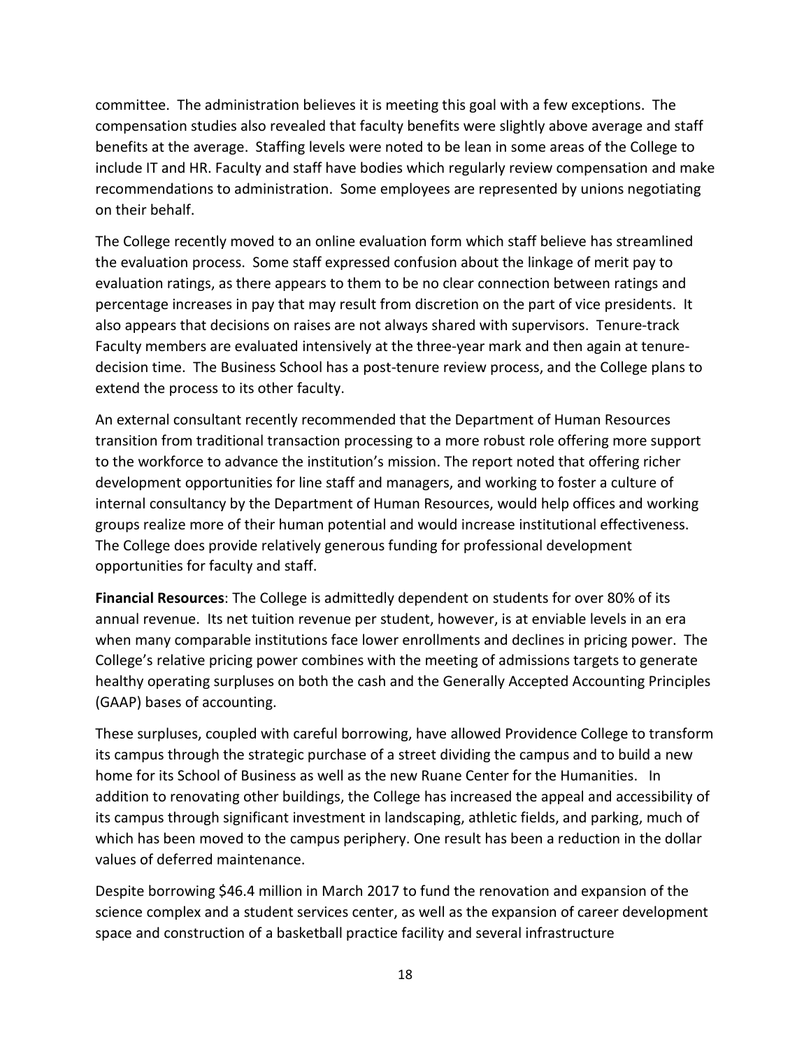committee. The administration believes it is meeting this goal with a few exceptions. The compensation studies also revealed that faculty benefits were slightly above average and staff benefits at the average. Staffing levels were noted to be lean in some areas of the College to include IT and HR. Faculty and staff have bodies which regularly review compensation and make recommendations to administration. Some employees are represented by unions negotiating on their behalf.

The College recently moved to an online evaluation form which staff believe has streamlined the evaluation process. Some staff expressed confusion about the linkage of merit pay to evaluation ratings, as there appears to them to be no clear connection between ratings and percentage increases in pay that may result from discretion on the part of vice presidents. It also appears that decisions on raises are not always shared with supervisors. Tenure-track Faculty members are evaluated intensively at the three-year mark and then again at tenure-decision time. The Business School has a post-tenure review process, and the College plans to extend the process to its other faculty.

An external consultant recently recommended that the Department of Human Resources transition from traditional transaction processing to a more robust role offering more support to the workforce to advance the institution's mission. The report noted that offering richer development opportunities for line staff and managers, and working to foster a culture of internal consultancy by the Department of Human Resources, would help offices and working groups realize more of their human potential and would increase institutional effectiveness. The College does provide relatively generous funding for professional development opportunities for faculty and staff.

**Financial Resources**: The College is admittedly dependent on students for over 80% of its annual revenue. Its net tuition revenue per student, however, is at enviable levels in an era when many comparable institutions face lower enrollments and declines in pricing power. The College's relative pricing power combines with the meeting of admissions targets to generate healthy operating surpluses on both the cash and the Generally Accepted Accounting Principles (GAAP) bases of accounting.

These surpluses, coupled with careful borrowing, have allowed Providence College to transform its campus through the strategic purchase of a street dividing the campus and to build a new home for its School of Business as well as the new Ruane Center for the Humanities. In addition to renovating other buildings, the College has increased the appeal and accessibility of its campus through significant investment in landscaping, athletic fields, and parking, much of which has been moved to the campus periphery. One result has been a reduction in the dollar values of deferred maintenance.

Despite borrowing $46.4 million in March 2017 to fund the renovation and expansion of the science complex and a student services center, as well as the expansion of career development space and construction of a basketball practice facility and several infrastructure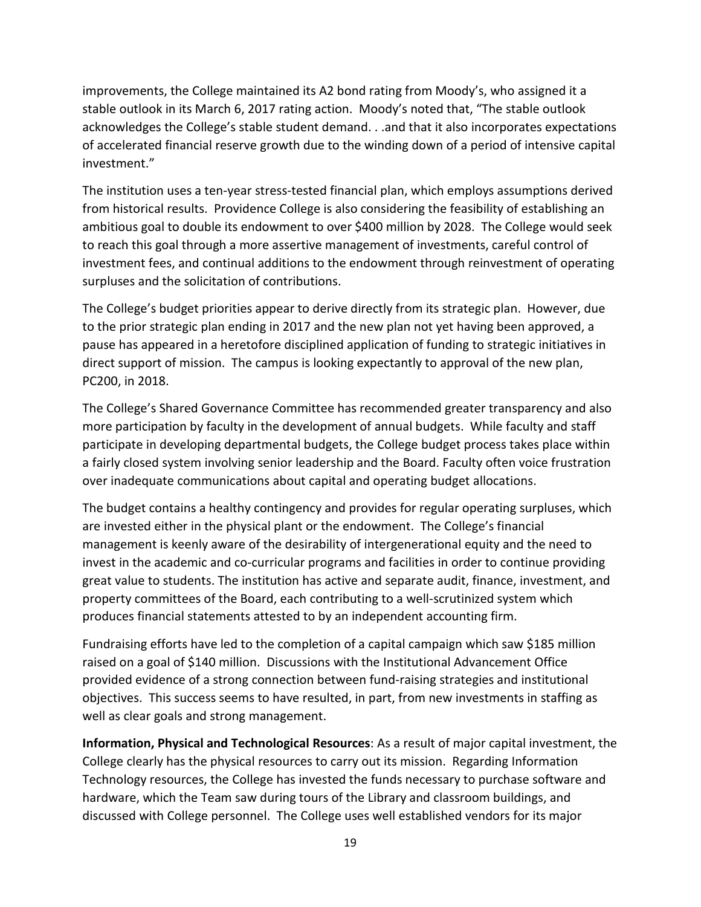improvements, the College maintained its A2 bond rating from Moody's, who assigned it a stable outlook in its March 6, 2017 rating action. Moody's noted that, "The stable outlook acknowledges the College's stable student demand. . .and that it also incorporates expectations of accelerated financial reserve growth due to the winding down of a period of intensive capital investment."

The institution uses a ten-year stress-tested financial plan, which employs assumptions derived from historical results. Providence College is also considering the feasibility of establishing an ambitious goal to double its endowment to over $400 million by 2028. The College would seek to reach this goal through a more assertive management of investments, careful control of investment fees, and continual additions to the endowment through reinvestment of operating surpluses and the solicitation of contributions.

The College's budget priorities appear to derive directly from its strategic plan. However, due to the prior strategic plan ending in 2017 and the new plan not yet having been approved, a pause has appeared in a heretofore disciplined application of funding to strategic initiatives in direct support of mission. The campus is looking expectantly to approval of the new plan, PC200, in 2018.

The College's Shared Governance Committee has recommended greater transparency and also more participation by faculty in the development of annual budgets. While faculty and staff participate in developing departmental budgets, the College budget process takes place within a fairly closed system involving senior leadership and the Board. Faculty often voice frustration over inadequate communications about capital and operating budget allocations.

The budget contains a healthy contingency and provides for regular operating surpluses, which are invested either in the physical plant or the endowment. The College's financial management is keenly aware of the desirability of intergenerational equity and the need to invest in the academic and co-curricular programs and facilities in order to continue providing great value to students. The institution has active and separate audit, finance, investment, and property committees of the Board, each contributing to a well-scrutinized system which produces financial statements attested to by an independent accounting firm.

Fundraising efforts have led to the completion of a capital campaign which saw $185 million raised on a goal of $140 million. Discussions with the Institutional Advancement Office provided evidence of a strong connection between fund-raising strategies and institutional objectives. This success seems to have resulted, in part, from new investments in staffing as well as clear goals and strong management.

**Information, Physical and Technological Resources**: As a result of major capital investment, the College clearly has the physical resources to carry out its mission. Regarding Information Technology resources, the College has invested the funds necessary to purchase software and hardware, which the Team saw during tours of the Library and classroom buildings, and discussed with College personnel. The College uses well established vendors for its major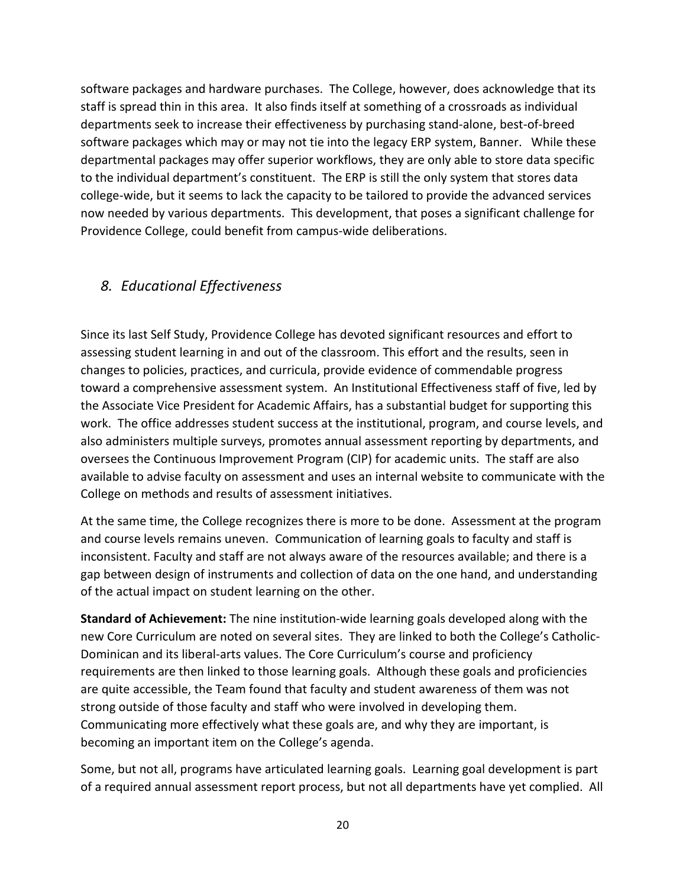software packages and hardware purchases. The College, however, does acknowledge that its staff is spread thin in this area. It also finds itself at something of a crossroads as individual departments seek to increase their effectiveness by purchasing stand-alone, best-of-breed software packages which may or may not tie into the legacy ERP system, Banner. While these departmental packages may offer superior workflows, they are only able to store data specific to the individual department's constituent. The ERP is still the only system that stores data college-wide, but it seems to lack the capacity to be tailored to provide the advanced services now needed by various departments. This development, that poses a significant challenge for Providence College, could benefit from campus-wide deliberations.

## *8. Educational Effectiveness*

Since its last Self Study, Providence College has devoted significant resources and effort to assessing student learning in and out of the classroom. This effort and the results, seen in changes to policies, practices, and curricula, provide evidence of commendable progress toward a comprehensive assessment system. An Institutional Effectiveness staff of five, led by the Associate Vice President for Academic Affairs, has a substantial budget for supporting this work. The office addresses student success at the institutional, program, and course levels, and also administers multiple surveys, promotes annual assessment reporting by departments, and oversees the Continuous Improvement Program (CIP) for academic units. The staff are also available to advise faculty on assessment and uses an internal website to communicate with the College on methods and results of assessment initiatives.

At the same time, the College recognizes there is more to be done. Assessment at the program and course levels remains uneven. Communication of learning goals to faculty and staff is inconsistent. Faculty and staff are not always aware of the resources available; and there is a gap between design of instruments and collection of data on the one hand, and understanding of the actual impact on student learning on the other.

**Standard of Achievement:** The nine institution-wide learning goals developed along with the new Core Curriculum are noted on several sites. They are linked to both the College's Catholic-Dominican and its liberal-arts values. The Core Curriculum's course and proficiency requirements are then linked to those learning goals. Although these goals and proficiencies are quite accessible, the Team found that faculty and student awareness of them was not strong outside of those faculty and staff who were involved in developing them. Communicating more effectively what these goals are, and why they are important, is becoming an important item on the College's agenda.

Some, but not all, programs have articulated learning goals. Learning goal development is part of a required annual assessment report process, but not all departments have yet complied. All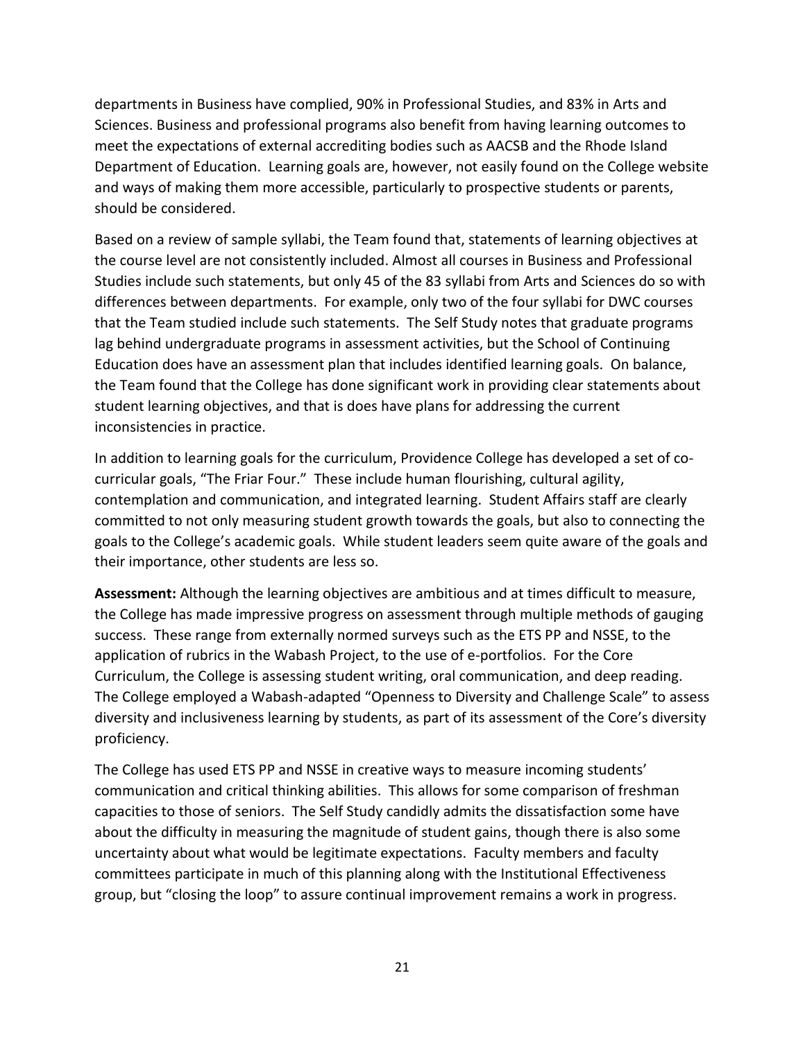departments in Business have complied, 90% in Professional Studies, and 83% in Arts and Sciences. Business and professional programs also benefit from having learning outcomes to meet the expectations of external accrediting bodies such as AACSB and the Rhode Island Department of Education. Learning goals are, however, not easily found on the College website and ways of making them more accessible, particularly to prospective students or parents, should be considered.

Based on a review of sample syllabi, the Team found that, statements of learning objectives at the course level are not consistently included. Almost all courses in Business and Professional Studies include such statements, but only 45 of the 83 syllabi from Arts and Sciences do so with differences between departments. For example, only two of the four syllabi for DWC courses that the Team studied include such statements. The Self Study notes that graduate programs lag behind undergraduate programs in assessment activities, but the School of Continuing Education does have an assessment plan that includes identified learning goals. On balance, the Team found that the College has done significant work in providing clear statements about student learning objectives, and that is does have plans for addressing the current inconsistencies in practice.

In addition to learning goals for the curriculum, Providence College has developed a set of co-curricular goals, "The Friar Four." These include human flourishing, cultural agility, contemplation and communication, and integrated learning. Student Affairs staff are clearly committed to not only measuring student growth towards the goals, but also to connecting the goals to the College's academic goals. While student leaders seem quite aware of the goals and their importance, other students are less so.

**Assessment:** Although the learning objectives are ambitious and at times difficult to measure, the College has made impressive progress on assessment through multiple methods of gauging success. These range from externally normed surveys such as the ETS PP and NSSE, to the application of rubrics in the Wabash Project, to the use of e-portfolios. For the Core Curriculum, the College is assessing student writing, oral communication, and deep reading. The College employed a Wabash-adapted "Openness to Diversity and Challenge Scale" to assess diversity and inclusiveness learning by students, as part of its assessment of the Core's diversity proficiency.

The College has used ETS PP and NSSE in creative ways to measure incoming students' communication and critical thinking abilities. This allows for some comparison of freshman capacities to those of seniors. The Self Study candidly admits the dissatisfaction some have about the difficulty in measuring the magnitude of student gains, though there is also some uncertainty about what would be legitimate expectations. Faculty members and faculty committees participate in much of this planning along with the Institutional Effectiveness group, but "closing the loop" to assure continual improvement remains a work in progress.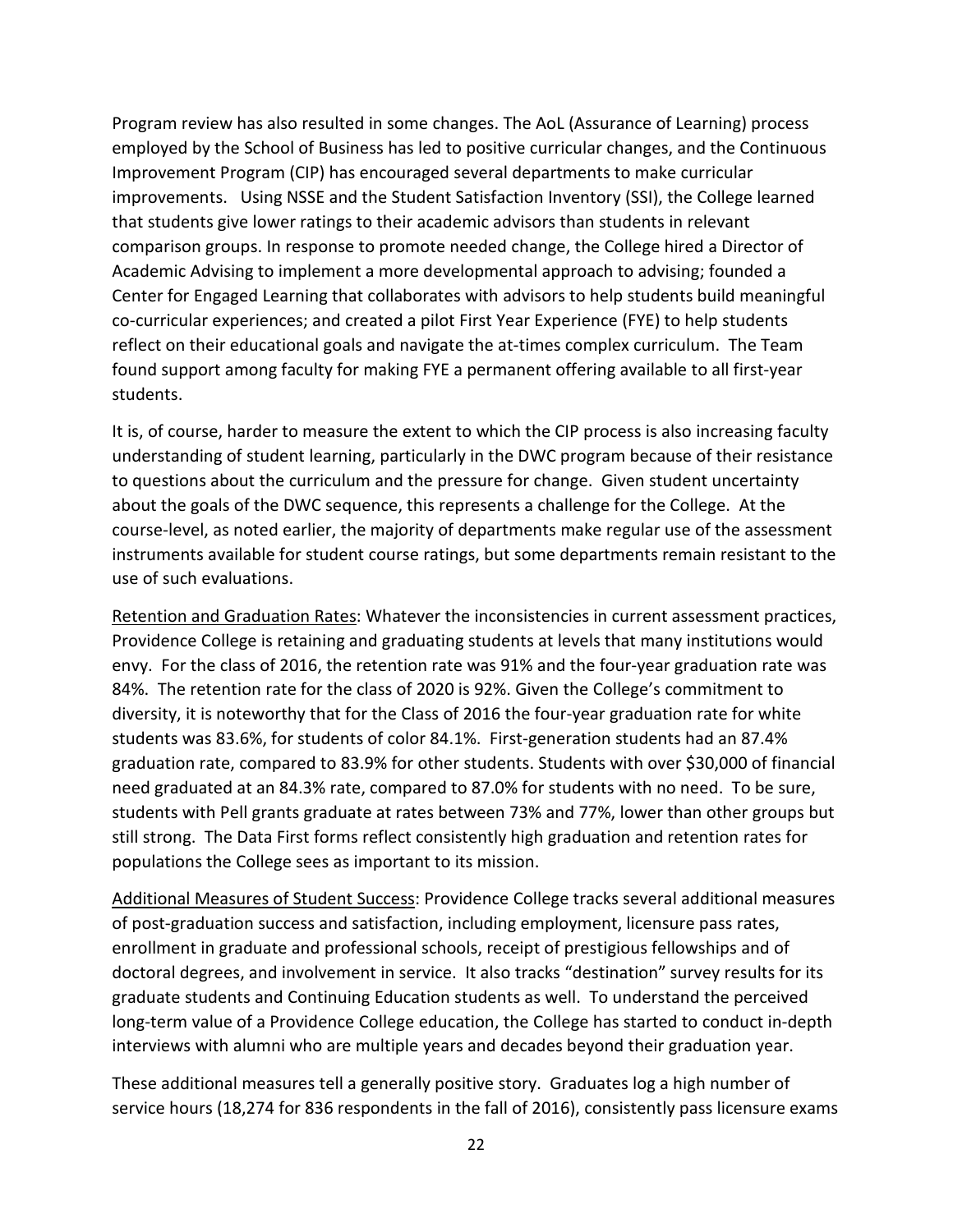Program review has also resulted in some changes. The AoL (Assurance of Learning) process employed by the School of Business has led to positive curricular changes, and the Continuous Improvement Program (CIP) has encouraged several departments to make curricular improvements. Using NSSE and the Student Satisfaction Inventory (SSI), the College learned that students give lower ratings to their academic advisors than students in relevant comparison groups. In response to promote needed change, the College hired a Director of Academic Advising to implement a more developmental approach to advising; founded a Center for Engaged Learning that collaborates with advisors to help students build meaningful co-curricular experiences; and created a pilot First Year Experience (FYE) to help students reflect on their educational goals and navigate the at-times complex curriculum. The Team found support among faculty for making FYE a permanent offering available to all first-year students.

It is, of course, harder to measure the extent to which the CIP process is also increasing faculty understanding of student learning, particularly in the DWC program because of their resistance to questions about the curriculum and the pressure for change. Given student uncertainty about the goals of the DWC sequence, this represents a challenge for the College. At the course-level, as noted earlier, the majority of departments make regular use of the assessment instruments available for student course ratings, but some departments remain resistant to the use of such evaluations.

<u>Retention and Graduation Rates</u>: Whatever the inconsistencies in current assessment practices, Providence College is retaining and graduating students at levels that many institutions would envy. For the class of 2016, the retention rate was 91% and the four-year graduation rate was 84%. The retention rate for the class of 2020 is 92%. Given the College's commitment to diversity, it is noteworthy that for the Class of 2016 the four-year graduation rate for white students was 83.6%, for students of color 84.1%. First-generation students had an 87.4% graduation rate, compared to 83.9% for other students. Students with over $30,000 of financial need graduated at an 84.3% rate, compared to 87.0% for students with no need. To be sure, students with Pell grants graduate at rates between 73% and 77%, lower than other groups but still strong. The Data First forms reflect consistently high graduation and retention rates for populations the College sees as important to its mission.

<u>Additional Measures of Student Success</u>: Providence College tracks several additional measures of post-graduation success and satisfaction, including employment, licensure pass rates, enrollment in graduate and professional schools, receipt of prestigious fellowships and of doctoral degrees, and involvement in service. It also tracks "destination" survey results for its graduate students and Continuing Education students as well. To understand the perceived long-term value of a Providence College education, the College has started to conduct in-depth interviews with alumni who are multiple years and decades beyond their graduation year.

These additional measures tell a generally positive story. Graduates log a high number of service hours (18,274 for 836 respondents in the fall of 2016), consistently pass licensure exams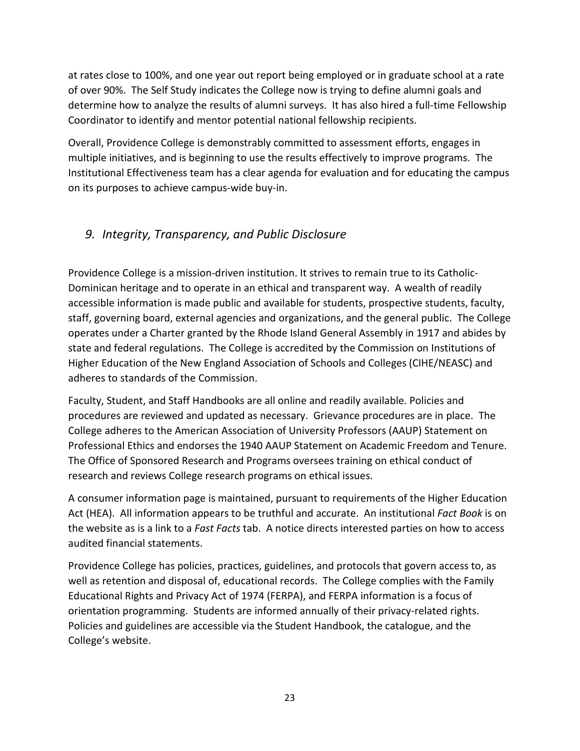at rates close to 100%, and one year out report being employed or in graduate school at a rate of over 90%. The Self Study indicates the College now is trying to define alumni goals and determine how to analyze the results of alumni surveys. It has also hired a full-time Fellowship Coordinator to identify and mentor potential national fellowship recipients.

Overall, Providence College is demonstrably committed to assessment efforts, engages in multiple initiatives, and is beginning to use the results effectively to improve programs. The Institutional Effectiveness team has a clear agenda for evaluation and for educating the campus on its purposes to achieve campus-wide buy-in.

## *9. Integrity, Transparency, and Public Disclosure*

Providence College is a mission-driven institution. It strives to remain true to its Catholic-Dominican heritage and to operate in an ethical and transparent way. A wealth of readily accessible information is made public and available for students, prospective students, faculty, staff, governing board, external agencies and organizations, and the general public. The College operates under a Charter granted by the Rhode Island General Assembly in 1917 and abides by state and federal regulations. The College is accredited by the Commission on Institutions of Higher Education of the New England Association of Schools and Colleges (CIHE/NEASC) and adheres to standards of the Commission.

Faculty, Student, and Staff Handbooks are all online and readily available. Policies and procedures are reviewed and updated as necessary. Grievance procedures are in place. The College adheres to the American Association of University Professors (AAUP) Statement on Professional Ethics and endorses the 1940 AAUP Statement on Academic Freedom and Tenure. The Office of Sponsored Research and Programs oversees training on ethical conduct of research and reviews College research programs on ethical issues.

A consumer information page is maintained, pursuant to requirements of the Higher Education Act (HEA). All information appears to be truthful and accurate. An institutional *Fact Book* is on the website as is a link to a *Fast Facts* tab. A notice directs interested parties on how to access audited financial statements.

Providence College has policies, practices, guidelines, and protocols that govern access to, as well as retention and disposal of, educational records. The College complies with the Family Educational Rights and Privacy Act of 1974 (FERPA), and FERPA information is a focus of orientation programming. Students are informed annually of their privacy-related rights. Policies and guidelines are accessible via the Student Handbook, the catalogue, and the College's website.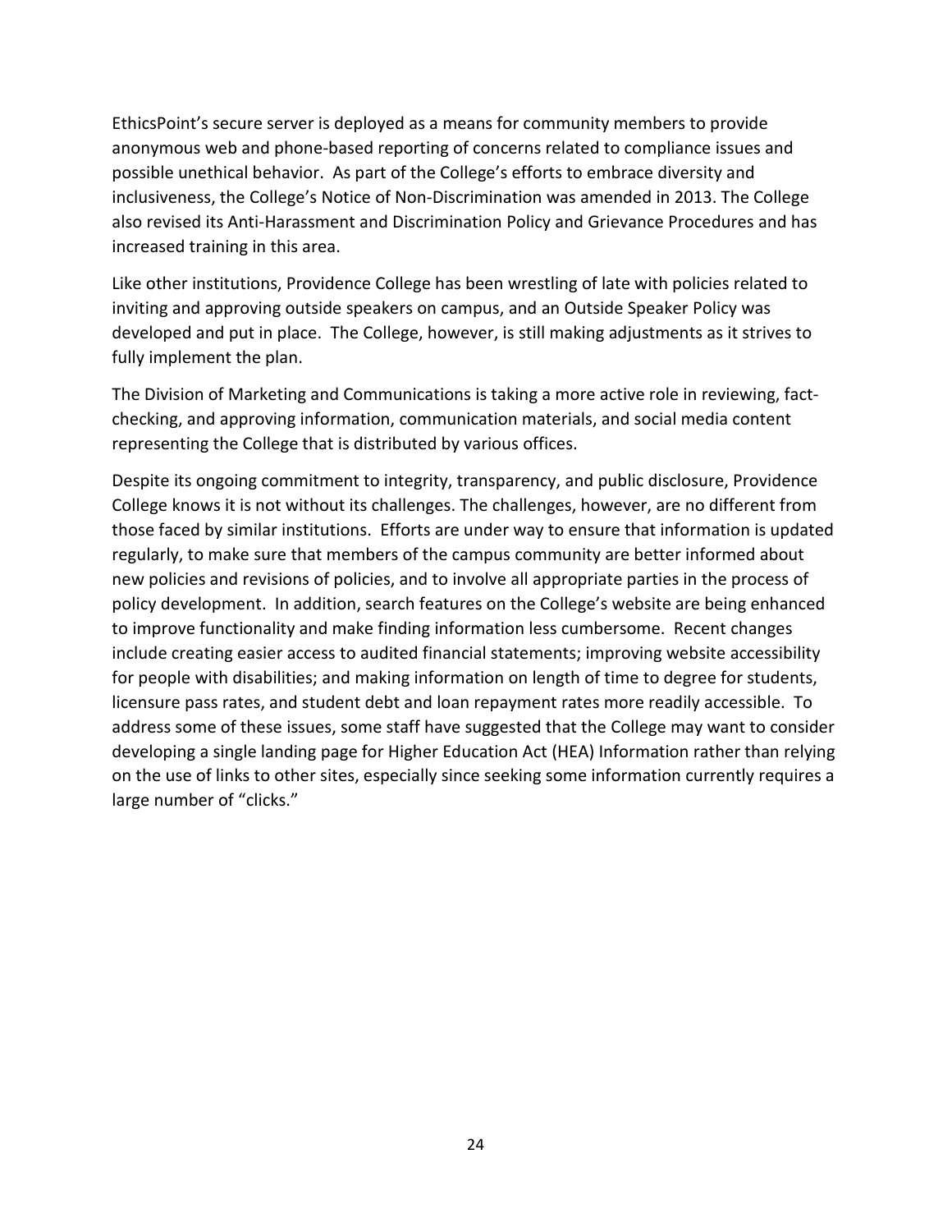EthicsPoint's secure server is deployed as a means for community members to provide anonymous web and phone-based reporting of concerns related to compliance issues and possible unethical behavior. As part of the College's efforts to embrace diversity and inclusiveness, the College's Notice of Non-Discrimination was amended in 2013. The College also revised its Anti-Harassment and Discrimination Policy and Grievance Procedures and has increased training in this area.

Like other institutions, Providence College has been wrestling of late with policies related to inviting and approving outside speakers on campus, and an Outside Speaker Policy was developed and put in place. The College, however, is still making adjustments as it strives to fully implement the plan.

The Division of Marketing and Communications is taking a more active role in reviewing, fact-checking, and approving information, communication materials, and social media content representing the College that is distributed by various offices.

Despite its ongoing commitment to integrity, transparency, and public disclosure, Providence College knows it is not without its challenges. The challenges, however, are no different from those faced by similar institutions. Efforts are under way to ensure that information is updated regularly, to make sure that members of the campus community are better informed about new policies and revisions of policies, and to involve all appropriate parties in the process of policy development. In addition, search features on the College's website are being enhanced to improve functionality and make finding information less cumbersome. Recent changes include creating easier access to audited financial statements; improving website accessibility for people with disabilities; and making information on length of time to degree for students, licensure pass rates, and student debt and loan repayment rates more readily accessible. To address some of these issues, some staff have suggested that the College may want to consider developing a single landing page for Higher Education Act (HEA) Information rather than relying on the use of links to other sites, especially since seeking some information currently requires a large number of "clicks."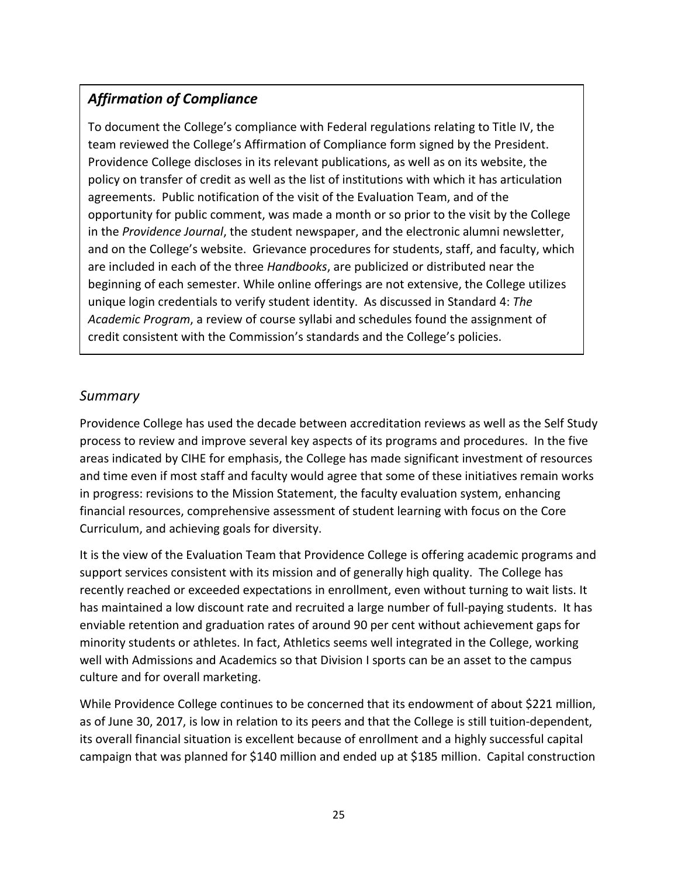### *Affirmation of Compliance*

To document the College's compliance with Federal regulations relating to Title IV, the team reviewed the College's Affirmation of Compliance form signed by the President. Providence College discloses in its relevant publications, as well as on its website, the policy on transfer of credit as well as the list of institutions with which it has articulation agreements. Public notification of the visit of the Evaluation Team, and of the opportunity for public comment, was made a month or so prior to the visit by the College in the *Providence Journal*, the student newspaper, and the electronic alumni newsletter, and on the College's website. Grievance procedures for students, staff, and faculty, which are included in each of the three *Handbooks*, are publicized or distributed near the beginning of each semester. While online offerings are not extensive, the College utilizes unique login credentials to verify student identity. As discussed in Standard 4: *The Academic Program*, a review of course syllabi and schedules found the assignment of credit consistent with the Commission's standards and the College's policies.

## *Summary*

Providence College has used the decade between accreditation reviews as well as the Self Study process to review and improve several key aspects of its programs and procedures. In the five areas indicated by CIHE for emphasis, the College has made significant investment of resources and time even if most staff and faculty would agree that some of these initiatives remain works in progress: revisions to the Mission Statement, the faculty evaluation system, enhancing financial resources, comprehensive assessment of student learning with focus on the Core Curriculum, and achieving goals for diversity.

It is the view of the Evaluation Team that Providence College is offering academic programs and support services consistent with its mission and of generally high quality. The College has recently reached or exceeded expectations in enrollment, even without turning to wait lists. It has maintained a low discount rate and recruited a large number of full-paying students. It has enviable retention and graduation rates of around 90 per cent without achievement gaps for minority students or athletes. In fact, Athletics seems well integrated in the College, working well with Admissions and Academics so that Division I sports can be an asset to the campus culture and for overall marketing.

While Providence College continues to be concerned that its endowment of about $221 million, as of June 30, 2017, is low in relation to its peers and that the College is still tuition-dependent, its overall financial situation is excellent because of enrollment and a highly successful capital campaign that was planned for $140 million and ended up at $185 million. Capital construction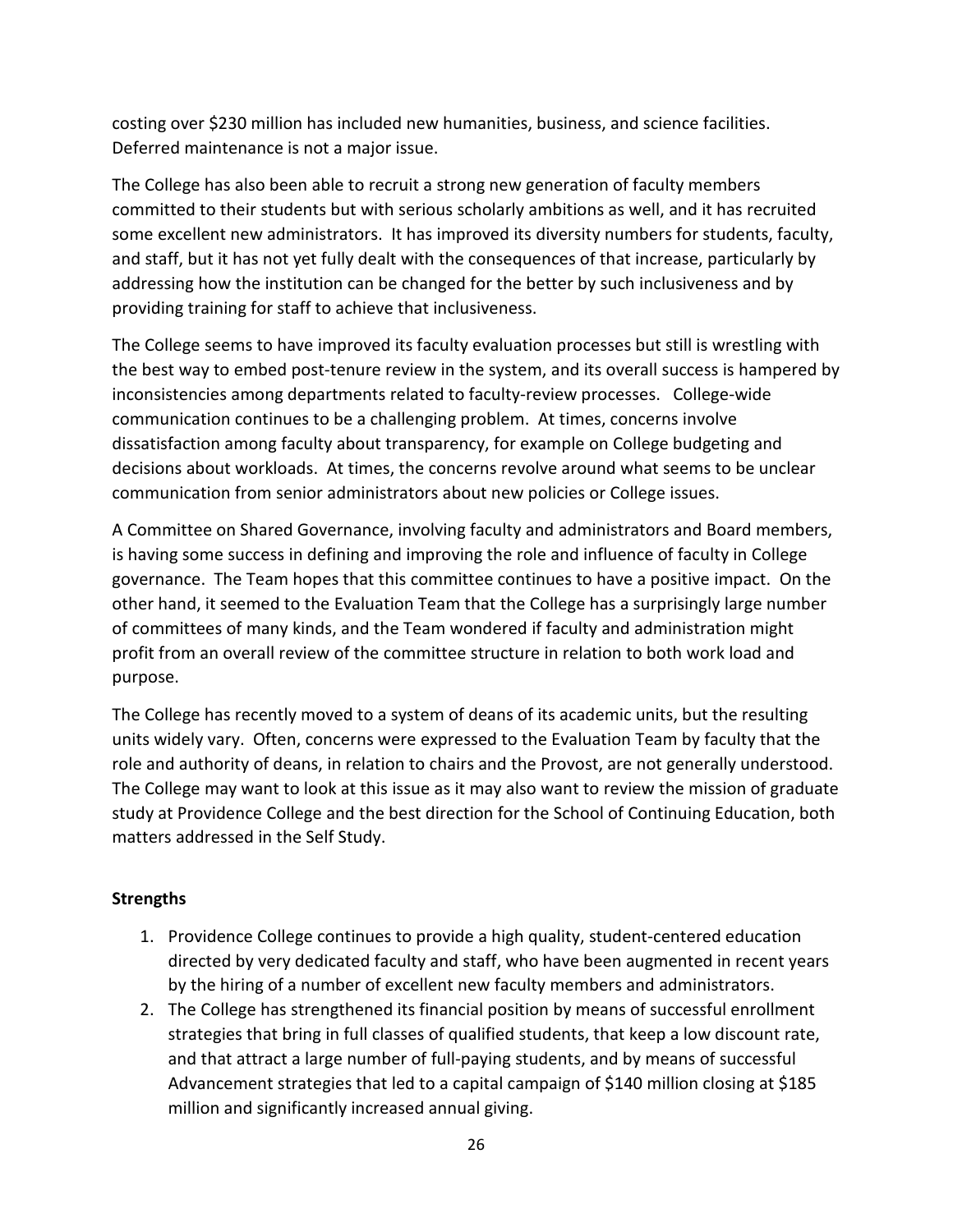costing over $230 million has included new humanities, business, and science facilities. Deferred maintenance is not a major issue.

The College has also been able to recruit a strong new generation of faculty members committed to their students but with serious scholarly ambitions as well, and it has recruited some excellent new administrators. It has improved its diversity numbers for students, faculty, and staff, but it has not yet fully dealt with the consequences of that increase, particularly by addressing how the institution can be changed for the better by such inclusiveness and by providing training for staff to achieve that inclusiveness.

The College seems to have improved its faculty evaluation processes but still is wrestling with the best way to embed post-tenure review in the system, and its overall success is hampered by inconsistencies among departments related to faculty-review processes. College-wide communication continues to be a challenging problem. At times, concerns involve dissatisfaction among faculty about transparency, for example on College budgeting and decisions about workloads. At times, the concerns revolve around what seems to be unclear communication from senior administrators about new policies or College issues.

A Committee on Shared Governance, involving faculty and administrators and Board members, is having some success in defining and improving the role and influence of faculty in College governance. The Team hopes that this committee continues to have a positive impact. On the other hand, it seemed to the Evaluation Team that the College has a surprisingly large number of committees of many kinds, and the Team wondered if faculty and administration might profit from an overall review of the committee structure in relation to both work load and purpose.

The College has recently moved to a system of deans of its academic units, but the resulting units widely vary. Often, concerns were expressed to the Evaluation Team by faculty that the role and authority of deans, in relation to chairs and the Provost, are not generally understood. The College may want to look at this issue as it may also want to review the mission of graduate study at Providence College and the best direction for the School of Continuing Education, both matters addressed in the Self Study.

**Strengths**

1. Providence College continues to provide a high quality, student-centered education directed by very dedicated faculty and staff, who have been augmented in recent years by the hiring of a number of excellent new faculty members and administrators.
2. The College has strengthened its financial position by means of successful enrollment strategies that bring in full classes of qualified students, that keep a low discount rate, and that attract a large number of full-paying students, and by means of successful Advancement strategies that led to a capital campaign of $140 million closing at $185 million and significantly increased annual giving.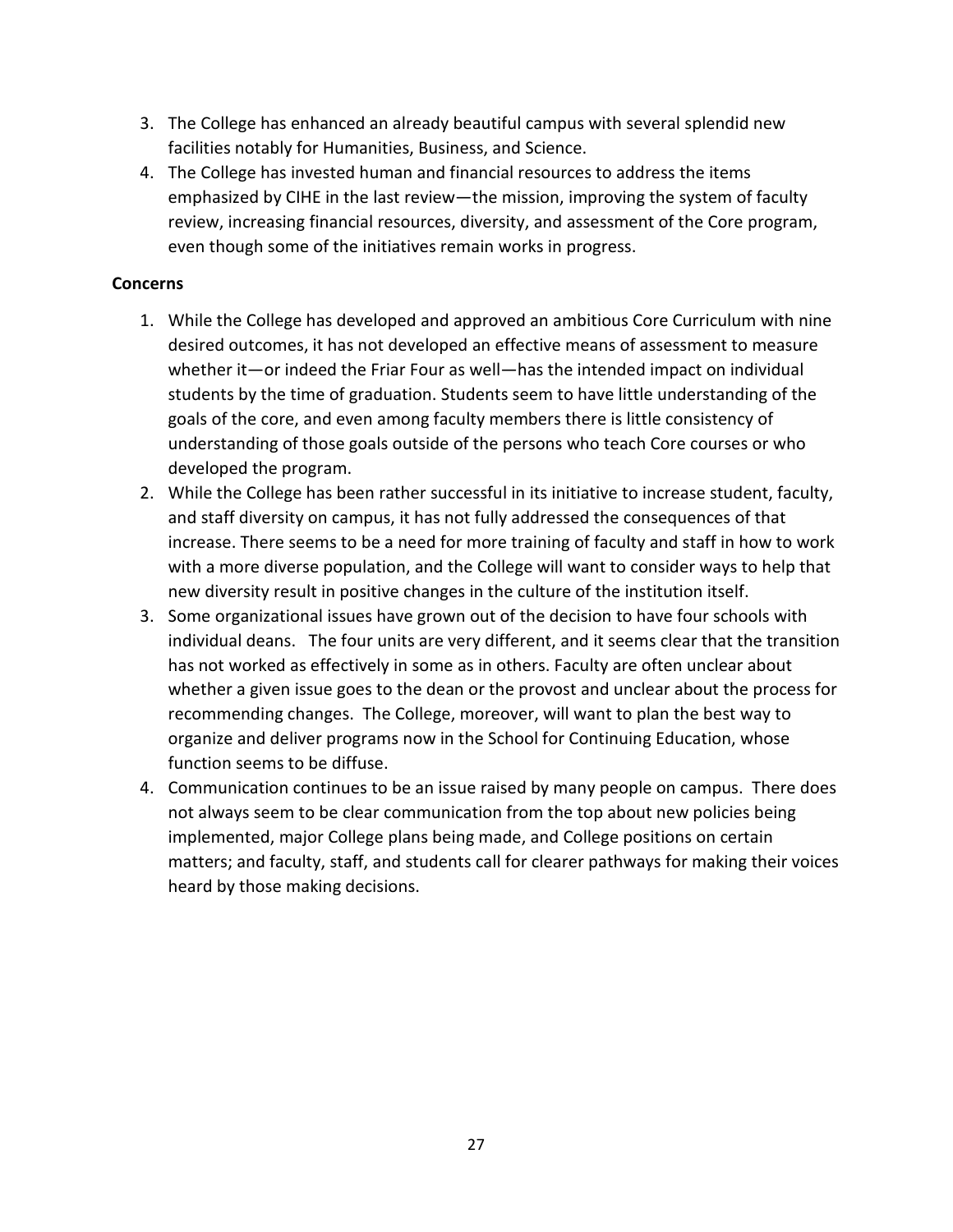3. The College has enhanced an already beautiful campus with several splendid new facilities notably for Humanities, Business, and Science.
4. The College has invested human and financial resources to address the items emphasized by CIHE in the last review—the mission, improving the system of faculty review, increasing financial resources, diversity, and assessment of the Core program, even though some of the initiatives remain works in progress.

**Concerns**

1. While the College has developed and approved an ambitious Core Curriculum with nine desired outcomes, it has not developed an effective means of assessment to measure whether it—or indeed the Friar Four as well—has the intended impact on individual students by the time of graduation. Students seem to have little understanding of the goals of the core, and even among faculty members there is little consistency of understanding of those goals outside of the persons who teach Core courses or who developed the program.
2. While the College has been rather successful in its initiative to increase student, faculty, and staff diversity on campus, it has not fully addressed the consequences of that increase. There seems to be a need for more training of faculty and staff in how to work with a more diverse population, and the College will want to consider ways to help that new diversity result in positive changes in the culture of the institution itself.
3. Some organizational issues have grown out of the decision to have four schools with individual deans. The four units are very different, and it seems clear that the transition has not worked as effectively in some as in others. Faculty are often unclear about whether a given issue goes to the dean or the provost and unclear about the process for recommending changes. The College, moreover, will want to plan the best way to organize and deliver programs now in the School for Continuing Education, whose function seems to be diffuse.
4. Communication continues to be an issue raised by many people on campus. There does not always seem to be clear communication from the top about new policies being implemented, major College plans being made, and College positions on certain matters; and faculty, staff, and students call for clearer pathways for making their voices heard by those making decisions.